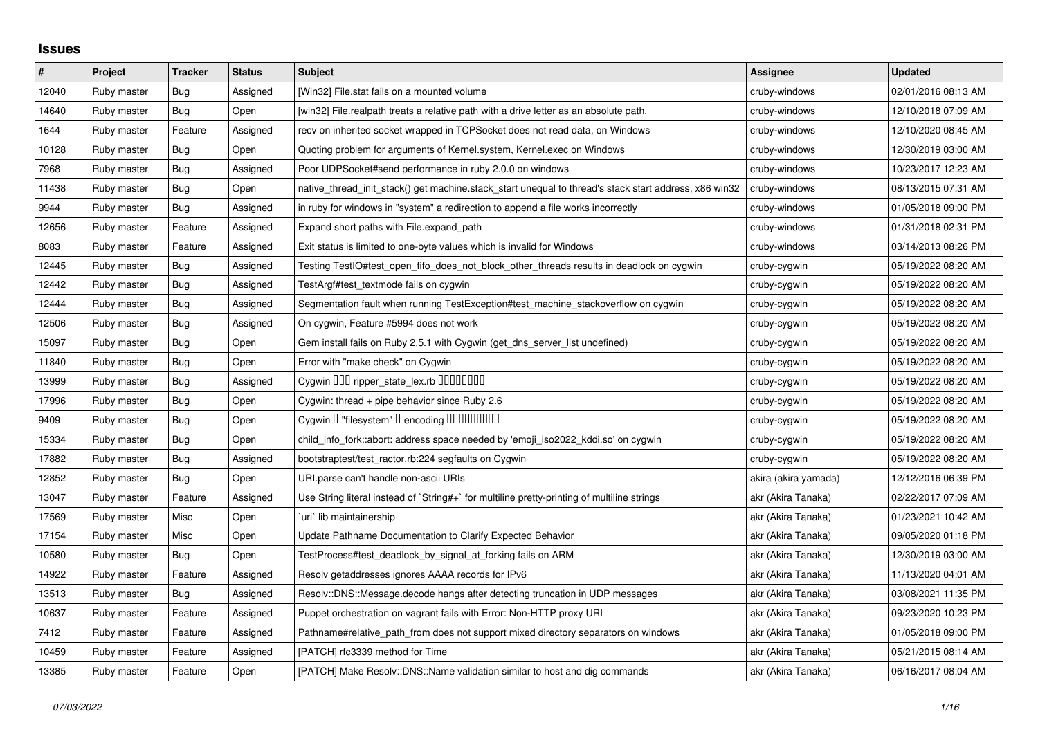## Issues

| # | Project | Tracker | Status | Subject | Assignee | Updated |
|---|---|---|---|---|---|---|
| 12040 | Ruby master | Bug | Assigned | [Win32] File.stat fails on a mounted volume | cruby-windows | 02/01/2016 08:13 AM |
| 14640 | Ruby master | Bug | Open | [win32] File.realpath treats a relative path with a drive letter as an absolute path. | cruby-windows | 12/10/2018 07:09 AM |
| 1644 | Ruby master | Feature | Assigned | recv on inherited socket wrapped in TCPSocket does not read data, on Windows | cruby-windows | 12/10/2020 08:45 AM |
| 10128 | Ruby master | Bug | Open | Quoting problem for arguments of Kernel.system, Kernel.exec on Windows | cruby-windows | 12/30/2019 03:00 AM |
| 7968 | Ruby master | Bug | Assigned | Poor UDPSocket#send performance in ruby 2.0.0 on windows | cruby-windows | 10/23/2017 12:23 AM |
| 11438 | Ruby master | Bug | Open | native_thread_init_stack() get machine.stack_start unequal to thread's stack start address, x86 win32 | cruby-windows | 08/13/2015 07:31 AM |
| 9944 | Ruby master | Bug | Assigned | in ruby for windows in "system" a redirection to append a file works incorrectly | cruby-windows | 01/05/2018 09:00 PM |
| 12656 | Ruby master | Feature | Assigned | Expand short paths with File.expand_path | cruby-windows | 01/31/2018 02:31 PM |
| 8083 | Ruby master | Feature | Assigned | Exit status is limited to one-byte values which is invalid for Windows | cruby-windows | 03/14/2013 08:26 PM |
| 12445 | Ruby master | Bug | Assigned | Testing TestIO#test_open_fifo_does_not_block_other_threads results in deadlock on cygwin | cruby-cygwin | 05/19/2022 08:20 AM |
| 12442 | Ruby master | Bug | Assigned | TestArgf#test_textmode fails on cygwin | cruby-cygwin | 05/19/2022 08:20 AM |
| 12444 | Ruby master | Bug | Assigned | Segmentation fault when running TestException#test_machine_stackoverflow on cygwin | cruby-cygwin | 05/19/2022 08:20 AM |
| 12506 | Ruby master | Bug | Assigned | On cygwin, Feature #5994 does not work | cruby-cygwin | 05/19/2022 08:20 AM |
| 15097 | Ruby master | Bug | Open | Gem install fails on Ruby 2.5.1 with Cygwin (get_dns_server_list undefined) | cruby-cygwin | 05/19/2022 08:20 AM |
| 11840 | Ruby master | Bug | Open | Error with "make check" on Cygwin | cruby-cygwin | 05/19/2022 08:20 AM |
| 13999 | Ruby master | Bug | Assigned | Cygwin ��� ripper_state_lex.rb �������� | cruby-cygwin | 05/19/2022 08:20 AM |
| 17996 | Ruby master | Bug | Open | Cygwin: thread + pipe behavior since Ruby 2.6 | cruby-cygwin | 05/19/2022 08:20 AM |
| 9409 | Ruby master | Bug | Open | Cygwin � "filesystem" � encoding ��������� | cruby-cygwin | 05/19/2022 08:20 AM |
| 15334 | Ruby master | Bug | Open | child_info_fork::abort: address space needed by 'emoji_iso2022_kddi.so' on cygwin | cruby-cygwin | 05/19/2022 08:20 AM |
| 17882 | Ruby master | Bug | Assigned | bootstraptest/test_ractor.rb:224 segfaults on Cygwin | cruby-cygwin | 05/19/2022 08:20 AM |
| 12852 | Ruby master | Bug | Open | URI.parse can't handle non-ascii URIs | akira (akira yamada) | 12/12/2016 06:39 PM |
| 13047 | Ruby master | Feature | Assigned | Use String literal instead of `String#+` for multiline pretty-printing of multiline strings | akr (Akira Tanaka) | 02/22/2017 07:09 AM |
| 17569 | Ruby master | Misc | Open | `uri` lib maintainership | akr (Akira Tanaka) | 01/23/2021 10:42 AM |
| 17154 | Ruby master | Misc | Open | Update Pathname Documentation to Clarify Expected Behavior | akr (Akira Tanaka) | 09/05/2020 01:18 PM |
| 10580 | Ruby master | Bug | Open | TestProcess#test_deadlock_by_signal_at_forking fails on ARM | akr (Akira Tanaka) | 12/30/2019 03:00 AM |
| 14922 | Ruby master | Feature | Assigned | Resolv getaddresses ignores AAAA records for IPv6 | akr (Akira Tanaka) | 11/13/2020 04:01 AM |
| 13513 | Ruby master | Bug | Assigned | Resolv::DNS::Message.decode hangs after detecting truncation in UDP messages | akr (Akira Tanaka) | 03/08/2021 11:35 PM |
| 10637 | Ruby master | Feature | Assigned | Puppet orchestration on vagrant fails with Error: Non-HTTP proxy URI | akr (Akira Tanaka) | 09/23/2020 10:23 PM |
| 7412 | Ruby master | Feature | Assigned | Pathname#relative_path_from does not support mixed directory separators on windows | akr (Akira Tanaka) | 01/05/2018 09:00 PM |
| 10459 | Ruby master | Feature | Assigned | [PATCH] rfc3339 method for Time | akr (Akira Tanaka) | 05/21/2015 08:14 AM |
| 13385 | Ruby master | Feature | Open | [PATCH] Make Resolv::DNS::Name validation similar to host and dig commands | akr (Akira Tanaka) | 06/16/2017 08:04 AM |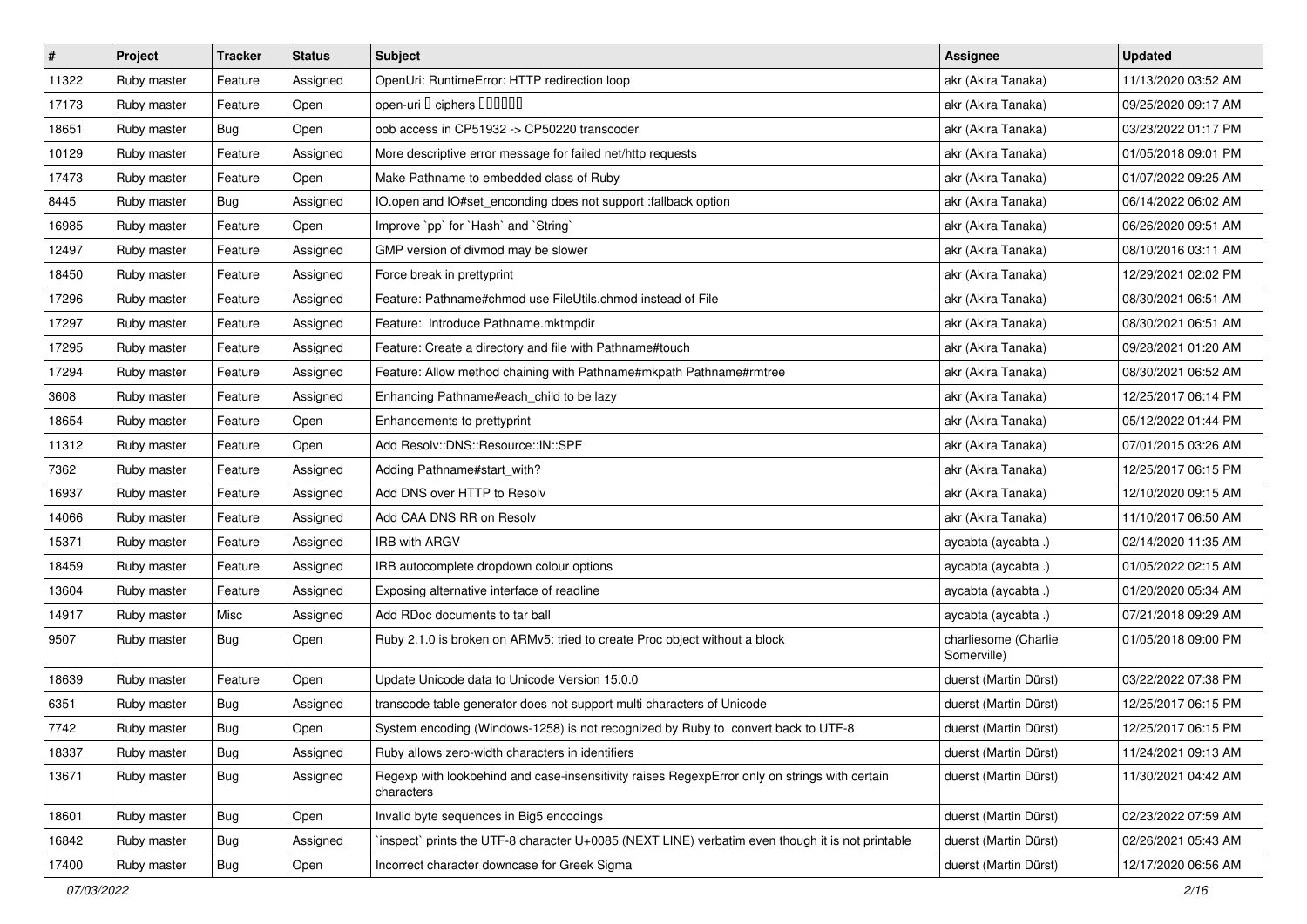| # | Project | Tracker | Status | Subject | Assignee | Updated |
|---|---|---|---|---|---|---|
| 11322 | Ruby master | Feature | Assigned | OpenUri: RuntimeError: HTTP redirection loop | akr (Akira Tanaka) | 11/13/2020 03:52 AM |
| 17173 | Ruby master | Feature | Open | open-uri � ciphers ������ | akr (Akira Tanaka) | 09/25/2020 09:17 AM |
| 18651 | Ruby master | Bug | Open | oob access in CP51932 -> CP50220 transcoder | akr (Akira Tanaka) | 03/23/2022 01:17 PM |
| 10129 | Ruby master | Feature | Assigned | More descriptive error message for failed net/http requests | akr (Akira Tanaka) | 01/05/2018 09:01 PM |
| 17473 | Ruby master | Feature | Open | Make Pathname to embedded class of Ruby | akr (Akira Tanaka) | 01/07/2022 09:25 AM |
| 8445 | Ruby master | Bug | Assigned | IO.open and IO#set_enconding does not support :fallback option | akr (Akira Tanaka) | 06/14/2022 06:02 AM |
| 16985 | Ruby master | Feature | Open | Improve `pp` for `Hash` and `String` | akr (Akira Tanaka) | 06/26/2020 09:51 AM |
| 12497 | Ruby master | Feature | Assigned | GMP version of divmod may be slower | akr (Akira Tanaka) | 08/10/2016 03:11 AM |
| 18450 | Ruby master | Feature | Assigned | Force break in prettyprint | akr (Akira Tanaka) | 12/29/2021 02:02 PM |
| 17296 | Ruby master | Feature | Assigned | Feature: Pathname#chmod use FileUtils.chmod instead of File | akr (Akira Tanaka) | 08/30/2021 06:51 AM |
| 17297 | Ruby master | Feature | Assigned | Feature:  Introduce Pathname.mktmpdir | akr (Akira Tanaka) | 08/30/2021 06:51 AM |
| 17295 | Ruby master | Feature | Assigned | Feature: Create a directory and file with Pathname#touch | akr (Akira Tanaka) | 09/28/2021 01:20 AM |
| 17294 | Ruby master | Feature | Assigned | Feature: Allow method chaining with Pathname#mkpath Pathname#rmtree | akr (Akira Tanaka) | 08/30/2021 06:52 AM |
| 3608 | Ruby master | Feature | Assigned | Enhancing Pathname#each_child to be lazy | akr (Akira Tanaka) | 12/25/2017 06:14 PM |
| 18654 | Ruby master | Feature | Open | Enhancements to prettyprint | akr (Akira Tanaka) | 05/12/2022 01:44 PM |
| 11312 | Ruby master | Feature | Open | Add Resolv::DNS::Resource::IN::SPF | akr (Akira Tanaka) | 07/01/2015 03:26 AM |
| 7362 | Ruby master | Feature | Assigned | Adding Pathname#start_with? | akr (Akira Tanaka) | 12/25/2017 06:15 PM |
| 16937 | Ruby master | Feature | Assigned | Add DNS over HTTP to Resolv | akr (Akira Tanaka) | 12/10/2020 09:15 AM |
| 14066 | Ruby master | Feature | Assigned | Add CAA DNS RR on Resolv | akr (Akira Tanaka) | 11/10/2017 06:50 AM |
| 15371 | Ruby master | Feature | Assigned | IRB with ARGV | aycabta (aycabta .) | 02/14/2020 11:35 AM |
| 18459 | Ruby master | Feature | Assigned | IRB autocomplete dropdown colour options | aycabta (aycabta .) | 01/05/2022 02:15 AM |
| 13604 | Ruby master | Feature | Assigned | Exposing alternative interface of readline | aycabta (aycabta .) | 01/20/2020 05:34 AM |
| 14917 | Ruby master | Misc | Assigned | Add RDoc documents to tar ball | aycabta (aycabta .) | 07/21/2018 09:29 AM |
| 9507 | Ruby master | Bug | Open | Ruby 2.1.0 is broken on ARMv5: tried to create Proc object without a block | charliesome (Charlie Somerville) | 01/05/2018 09:00 PM |
| 18639 | Ruby master | Feature | Open | Update Unicode data to Unicode Version 15.0.0 | duerst (Martin Dürst) | 03/22/2022 07:38 PM |
| 6351 | Ruby master | Bug | Assigned | transcode table generator does not support multi characters of Unicode | duerst (Martin Dürst) | 12/25/2017 06:15 PM |
| 7742 | Ruby master | Bug | Open | System encoding (Windows-1258) is not recognized by Ruby to  convert back to UTF-8 | duerst (Martin Dürst) | 12/25/2017 06:15 PM |
| 18337 | Ruby master | Bug | Assigned | Ruby allows zero-width characters in identifiers | duerst (Martin Dürst) | 11/24/2021 09:13 AM |
| 13671 | Ruby master | Bug | Assigned | Regexp with lookbehind and case-insensitivity raises RegexpError only on strings with certain characters | duerst (Martin Dürst) | 11/30/2021 04:42 AM |
| 18601 | Ruby master | Bug | Open | Invalid byte sequences in Big5 encodings | duerst (Martin Dürst) | 02/23/2022 07:59 AM |
| 16842 | Ruby master | Bug | Assigned | `inspect` prints the UTF-8 character U+0085 (NEXT LINE) verbatim even though it is not printable | duerst (Martin Dürst) | 02/26/2021 05:43 AM |
| 17400 | Ruby master | Bug | Open | Incorrect character downcase for Greek Sigma | duerst (Martin Dürst) | 12/17/2020 06:56 AM |

*07/03/2022*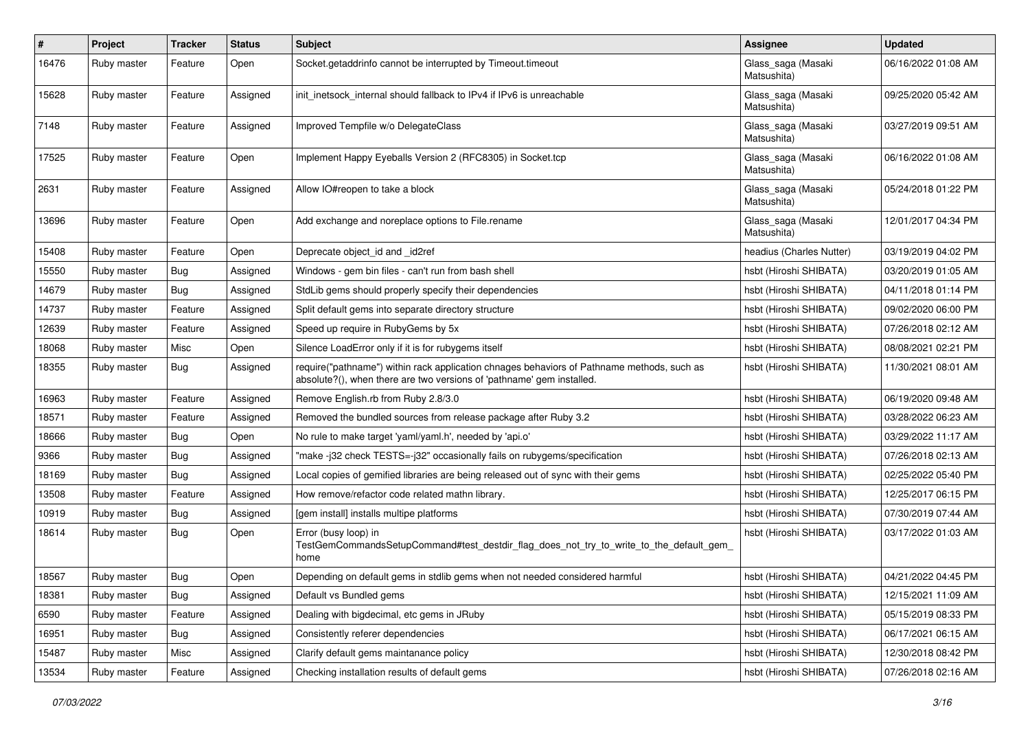| # | Project | Tracker | Status | Subject | Assignee | Updated |
|---|---|---|---|---|---|---|
| 16476 | Ruby master | Feature | Open | Socket.getaddrinfo cannot be interrupted by Timeout.timeout | Glass_saga (Masaki Matsushita) | 06/16/2022 01:08 AM |
| 15628 | Ruby master | Feature | Assigned | init_inetsock_internal should fallback to IPv4 if IPv6 is unreachable | Glass_saga (Masaki Matsushita) | 09/25/2020 05:42 AM |
| 7148 | Ruby master | Feature | Assigned | Improved Tempfile w/o DelegateClass | Glass_saga (Masaki Matsushita) | 03/27/2019 09:51 AM |
| 17525 | Ruby master | Feature | Open | Implement Happy Eyeballs Version 2 (RFC8305) in Socket.tcp | Glass_saga (Masaki Matsushita) | 06/16/2022 01:08 AM |
| 2631 | Ruby master | Feature | Assigned | Allow IO#reopen to take a block | Glass_saga (Masaki Matsushita) | 05/24/2018 01:22 PM |
| 13696 | Ruby master | Feature | Open | Add exchange and noreplace options to File.rename | Glass_saga (Masaki Matsushita) | 12/01/2017 04:34 PM |
| 15408 | Ruby master | Feature | Open | Deprecate object_id and _id2ref | headius (Charles Nutter) | 03/19/2019 04:02 PM |
| 15550 | Ruby master | Bug | Assigned | Windows - gem bin files - can't run from bash shell | hsbt (Hiroshi SHIBATA) | 03/20/2019 01:05 AM |
| 14679 | Ruby master | Bug | Assigned | StdLib gems should properly specify their dependencies | hsbt (Hiroshi SHIBATA) | 04/11/2018 01:14 PM |
| 14737 | Ruby master | Feature | Assigned | Split default gems into separate directory structure | hsbt (Hiroshi SHIBATA) | 09/02/2020 06:00 PM |
| 12639 | Ruby master | Feature | Assigned | Speed up require in RubyGems by 5x | hsbt (Hiroshi SHIBATA) | 07/26/2018 02:12 AM |
| 18068 | Ruby master | Misc | Open | Silence LoadError only if it is for rubygems itself | hsbt (Hiroshi SHIBATA) | 08/08/2021 02:21 PM |
| 18355 | Ruby master | Bug | Assigned | require("pathname") within rack application chnages behaviors of Pathname methods, such as absolute?(), when there are two versions of 'pathname' gem installed. | hsbt (Hiroshi SHIBATA) | 11/30/2021 08:01 AM |
| 16963 | Ruby master | Feature | Assigned | Remove English.rb from Ruby 2.8/3.0 | hsbt (Hiroshi SHIBATA) | 06/19/2020 09:48 AM |
| 18571 | Ruby master | Feature | Assigned | Removed the bundled sources from release package after Ruby 3.2 | hsbt (Hiroshi SHIBATA) | 03/28/2022 06:23 AM |
| 18666 | Ruby master | Bug | Open | No rule to make target 'yaml/yaml.h', needed by 'api.o' | hsbt (Hiroshi SHIBATA) | 03/29/2022 11:17 AM |
| 9366 | Ruby master | Bug | Assigned | "make -j32 check TESTS=-j32" occasionally fails on rubygems/specification | hsbt (Hiroshi SHIBATA) | 07/26/2018 02:13 AM |
| 18169 | Ruby master | Bug | Assigned | Local copies of gemified libraries are being released out of sync with their gems | hsbt (Hiroshi SHIBATA) | 02/25/2022 05:40 PM |
| 13508 | Ruby master | Feature | Assigned | How remove/refactor code related mathn library. | hsbt (Hiroshi SHIBATA) | 12/25/2017 06:15 PM |
| 10919 | Ruby master | Bug | Assigned | [gem install] installs multipe platforms | hsbt (Hiroshi SHIBATA) | 07/30/2019 07:44 AM |
| 18614 | Ruby master | Bug | Open | Error (busy loop) in TestGemCommandsSetupCommand#test_destdir_flag_does_not_try_to_write_to_the_default_gem_home | hsbt (Hiroshi SHIBATA) | 03/17/2022 01:03 AM |
| 18567 | Ruby master | Bug | Open | Depending on default gems in stdlib gems when not needed considered harmful | hsbt (Hiroshi SHIBATA) | 04/21/2022 04:45 PM |
| 18381 | Ruby master | Bug | Assigned | Default vs Bundled gems | hsbt (Hiroshi SHIBATA) | 12/15/2021 11:09 AM |
| 6590 | Ruby master | Feature | Assigned | Dealing with bigdecimal, etc gems in JRuby | hsbt (Hiroshi SHIBATA) | 05/15/2019 08:33 PM |
| 16951 | Ruby master | Bug | Assigned | Consistently referer dependencies | hsbt (Hiroshi SHIBATA) | 06/17/2021 06:15 AM |
| 15487 | Ruby master | Misc | Assigned | Clarify default gems maintanance policy | hsbt (Hiroshi SHIBATA) | 12/30/2018 08:42 PM |
| 13534 | Ruby master | Feature | Assigned | Checking installation results of default gems | hsbt (Hiroshi SHIBATA) | 07/26/2018 02:16 AM |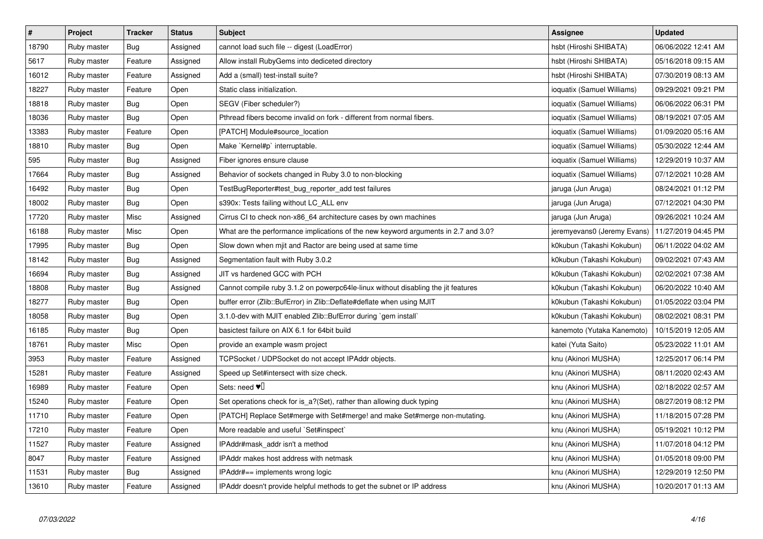| # | Project | Tracker | Status | Subject | Assignee | Updated |
|---|---|---|---|---|---|---|
| 18790 | Ruby master | Bug | Assigned | cannot load such file -- digest (LoadError) | hsbt (Hiroshi SHIBATA) | 06/06/2022 12:41 AM |
| 5617 | Ruby master | Feature | Assigned | Allow install RubyGems into dediceted directory | hsbt (Hiroshi SHIBATA) | 05/16/2018 09:15 AM |
| 16012 | Ruby master | Feature | Assigned | Add a (small) test-install suite? | hsbt (Hiroshi SHIBATA) | 07/30/2019 08:13 AM |
| 18227 | Ruby master | Feature | Open | Static class initialization. | ioquatix (Samuel Williams) | 09/29/2021 09:21 PM |
| 18818 | Ruby master | Bug | Open | SEGV (Fiber scheduler?) | ioquatix (Samuel Williams) | 06/06/2022 06:31 PM |
| 18036 | Ruby master | Bug | Open | Pthread fibers become invalid on fork - different from normal fibers. | ioquatix (Samuel Williams) | 08/19/2021 07:05 AM |
| 13383 | Ruby master | Feature | Open | [PATCH] Module#source_location | ioquatix (Samuel Williams) | 01/09/2020 05:16 AM |
| 18810 | Ruby master | Bug | Open | Make `Kernel#p` interruptable. | ioquatix (Samuel Williams) | 05/30/2022 12:44 AM |
| 595 | Ruby master | Bug | Assigned | Fiber ignores ensure clause | ioquatix (Samuel Williams) | 12/29/2019 10:37 AM |
| 17664 | Ruby master | Bug | Assigned | Behavior of sockets changed in Ruby 3.0 to non-blocking | ioquatix (Samuel Williams) | 07/12/2021 10:28 AM |
| 16492 | Ruby master | Bug | Open | TestBugReporter#test_bug_reporter_add test failures | jaruga (Jun Aruga) | 08/24/2021 01:12 PM |
| 18002 | Ruby master | Bug | Open | s390x: Tests failing without LC_ALL env | jaruga (Jun Aruga) | 07/12/2021 04:30 PM |
| 17720 | Ruby master | Misc | Assigned | Cirrus CI to check non-x86_64 architecture cases by own machines | jaruga (Jun Aruga) | 09/26/2021 10:24 AM |
| 16188 | Ruby master | Misc | Open | What are the performance implications of the new keyword arguments in 2.7 and 3.0? | jeremyevans0 (Jeremy Evans) | 11/27/2019 04:45 PM |
| 17995 | Ruby master | Bug | Open | Slow down when mjit and Ractor are being used at same time | k0kubun (Takashi Kokubun) | 06/11/2022 04:02 AM |
| 18142 | Ruby master | Bug | Assigned | Segmentation fault with Ruby 3.0.2 | k0kubun (Takashi Kokubun) | 09/02/2021 07:43 AM |
| 16694 | Ruby master | Bug | Assigned | JIT vs hardened GCC with PCH | k0kubun (Takashi Kokubun) | 02/02/2021 07:38 AM |
| 18808 | Ruby master | Bug | Assigned | Cannot compile ruby 3.1.2 on powerpc64le-linux without disabling the jit features | k0kubun (Takashi Kokubun) | 06/20/2022 10:40 AM |
| 18277 | Ruby master | Bug | Open | buffer error (Zlib::BufError) in Zlib::Deflate#deflate when using MJIT | k0kubun (Takashi Kokubun) | 01/05/2022 03:04 PM |
| 18058 | Ruby master | Bug | Open | 3.1.0-dev with MJIT enabled Zlib::BufError during `gem install` | k0kubun (Takashi Kokubun) | 08/02/2021 08:31 PM |
| 16185 | Ruby master | Bug | Open | basictest failure on AIX 6.1 for 64bit build | kanemoto (Yutaka Kanemoto) | 10/15/2019 12:05 AM |
| 18761 | Ruby master | Misc | Open | provide an example wasm project | katei (Yuta Saito) | 05/23/2022 11:01 AM |
| 3953 | Ruby master | Feature | Assigned | TCPSocket / UDPSocket do not accept IPAddr objects. | knu (Akinori MUSHA) | 12/25/2017 06:14 PM |
| 15281 | Ruby master | Feature | Assigned | Speed up Set#intersect with size check. | knu (Akinori MUSHA) | 08/11/2020 02:43 AM |
| 16989 | Ruby master | Feature | Open | Sets: need ♥️ | knu (Akinori MUSHA) | 02/18/2022 02:57 AM |
| 15240 | Ruby master | Feature | Open | Set operations check for is_a?(Set), rather than allowing duck typing | knu (Akinori MUSHA) | 08/27/2019 08:12 PM |
| 11710 | Ruby master | Feature | Open | [PATCH] Replace Set#merge with Set#merge! and make Set#merge non-mutating. | knu (Akinori MUSHA) | 11/18/2015 07:28 PM |
| 17210 | Ruby master | Feature | Open | More readable and useful `Set#inspect` | knu (Akinori MUSHA) | 05/19/2021 10:12 PM |
| 11527 | Ruby master | Feature | Assigned | IPAddr#mask_addr isn't a method | knu (Akinori MUSHA) | 11/07/2018 04:12 PM |
| 8047 | Ruby master | Feature | Assigned | IPAddr makes host address with netmask | knu (Akinori MUSHA) | 01/05/2018 09:00 PM |
| 11531 | Ruby master | Bug | Assigned | IPAddr#== implements wrong logic | knu (Akinori MUSHA) | 12/29/2019 12:50 PM |
| 13610 | Ruby master | Feature | Assigned | IPAddr doesn't provide helpful methods to get the subnet or IP address | knu (Akinori MUSHA) | 10/20/2017 01:13 AM |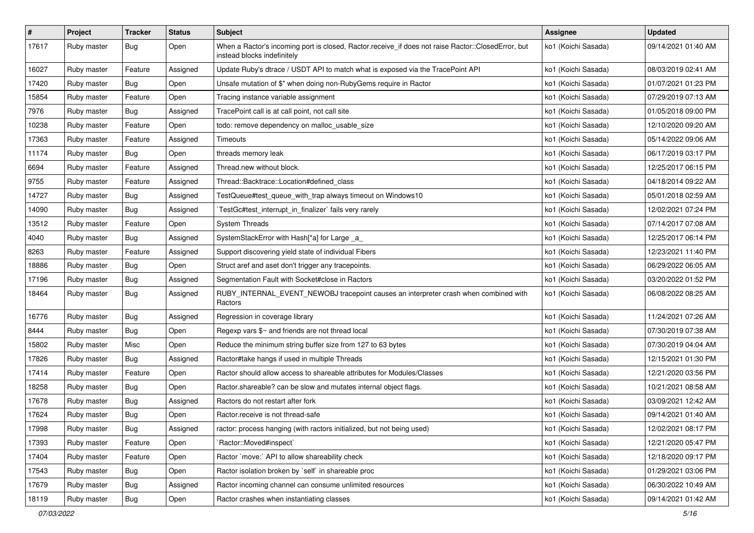| # | Project | Tracker | Status | Subject | Assignee | Updated |
|---|---|---|---|---|---|---|
| 17617 | Ruby master | Bug | Open | When a Ractor's incoming port is closed, Ractor.receive_if does not raise Ractor::ClosedError, but instead blocks indefinitely | ko1 (Koichi Sasada) | 09/14/2021 01:40 AM |
| 16027 | Ruby master | Feature | Assigned | Update Ruby's dtrace / USDT API to match what is exposed via the TracePoint API | ko1 (Koichi Sasada) | 08/03/2019 02:41 AM |
| 17420 | Ruby master | Bug | Open | Unsafe mutation of $" when doing non-RubyGems require in Ractor | ko1 (Koichi Sasada) | 01/07/2021 01:23 PM |
| 15854 | Ruby master | Feature | Open | Tracing instance variable assignment | ko1 (Koichi Sasada) | 07/29/2019 07:13 AM |
| 7976 | Ruby master | Bug | Assigned | TracePoint call is at call point, not call site | ko1 (Koichi Sasada) | 01/05/2018 09:00 PM |
| 10238 | Ruby master | Feature | Open | todo: remove dependency on malloc_usable_size | ko1 (Koichi Sasada) | 12/10/2020 09:20 AM |
| 17363 | Ruby master | Feature | Assigned | Timeouts | ko1 (Koichi Sasada) | 05/14/2022 09:06 AM |
| 11174 | Ruby master | Bug | Open | threads memory leak | ko1 (Koichi Sasada) | 06/17/2019 03:17 PM |
| 6694 | Ruby master | Feature | Assigned | Thread.new without block. | ko1 (Koichi Sasada) | 12/25/2017 06:15 PM |
| 9755 | Ruby master | Feature | Assigned | Thread::Backtrace::Location#defined_class | ko1 (Koichi Sasada) | 04/18/2014 09:22 AM |
| 14727 | Ruby master | Bug | Assigned | TestQueue#test_queue_with_trap always timeout on Windows10 | ko1 (Koichi Sasada) | 05/01/2018 02:59 AM |
| 14090 | Ruby master | Bug | Assigned | `TestGc#test_interrupt_in_finalizer` fails very rarely | ko1 (Koichi Sasada) | 12/02/2021 07:24 PM |
| 13512 | Ruby master | Feature | Open | System Threads | ko1 (Koichi Sasada) | 07/14/2017 07:08 AM |
| 4040 | Ruby master | Bug | Assigned | SystemStackError with Hash[*a] for Large _a_ | ko1 (Koichi Sasada) | 12/25/2017 06:14 PM |
| 8263 | Ruby master | Feature | Assigned | Support discovering yield state of individual Fibers | ko1 (Koichi Sasada) | 12/23/2021 11:40 PM |
| 18886 | Ruby master | Bug | Open | Struct aref and aset don't trigger any tracepoints. | ko1 (Koichi Sasada) | 06/29/2022 06:05 AM |
| 17196 | Ruby master | Bug | Assigned | Segmentation Fault with Socket#close in Ractors | ko1 (Koichi Sasada) | 03/20/2022 01:52 PM |
| 18464 | Ruby master | Bug | Assigned | RUBY_INTERNAL_EVENT_NEWOBJ tracepoint causes an interpreter crash when combined with Ractors | ko1 (Koichi Sasada) | 06/08/2022 08:25 AM |
| 16776 | Ruby master | Bug | Assigned | Regression in coverage library | ko1 (Koichi Sasada) | 11/24/2021 07:26 AM |
| 8444 | Ruby master | Bug | Open | Regexp vars $~ and friends are not thread local | ko1 (Koichi Sasada) | 07/30/2019 07:38 AM |
| 15802 | Ruby master | Misc | Open | Reduce the minimum string buffer size from 127 to 63 bytes | ko1 (Koichi Sasada) | 07/30/2019 04:04 AM |
| 17826 | Ruby master | Bug | Assigned | Ractor#take hangs if used in multiple Threads | ko1 (Koichi Sasada) | 12/15/2021 01:30 PM |
| 17414 | Ruby master | Feature | Open | Ractor should allow access to shareable attributes for Modules/Classes | ko1 (Koichi Sasada) | 12/21/2020 03:56 PM |
| 18258 | Ruby master | Bug | Open | Ractor.shareable? can be slow and mutates internal object flags. | ko1 (Koichi Sasada) | 10/21/2021 08:58 AM |
| 17678 | Ruby master | Bug | Assigned | Ractors do not restart after fork | ko1 (Koichi Sasada) | 03/09/2021 12:42 AM |
| 17624 | Ruby master | Bug | Open | Ractor.receive is not thread-safe | ko1 (Koichi Sasada) | 09/14/2021 01:40 AM |
| 17998 | Ruby master | Bug | Assigned | ractor: process hanging (with ractors initialized, but not being used) | ko1 (Koichi Sasada) | 12/02/2021 08:17 PM |
| 17393 | Ruby master | Feature | Open | `Ractor::Moved#inspect` | ko1 (Koichi Sasada) | 12/21/2020 05:47 PM |
| 17404 | Ruby master | Feature | Open | Ractor `move:` API to allow shareability check | ko1 (Koichi Sasada) | 12/18/2020 09:17 PM |
| 17543 | Ruby master | Bug | Open | Ractor isolation broken by `self` in shareable proc | ko1 (Koichi Sasada) | 01/29/2021 03:06 PM |
| 17679 | Ruby master | Bug | Assigned | Ractor incoming channel can consume unlimited resources | ko1 (Koichi Sasada) | 06/30/2022 10:49 AM |
| 18119 | Ruby master | Bug | Open | Ractor crashes when instantiating classes | ko1 (Koichi Sasada) | 09/14/2021 01:42 AM |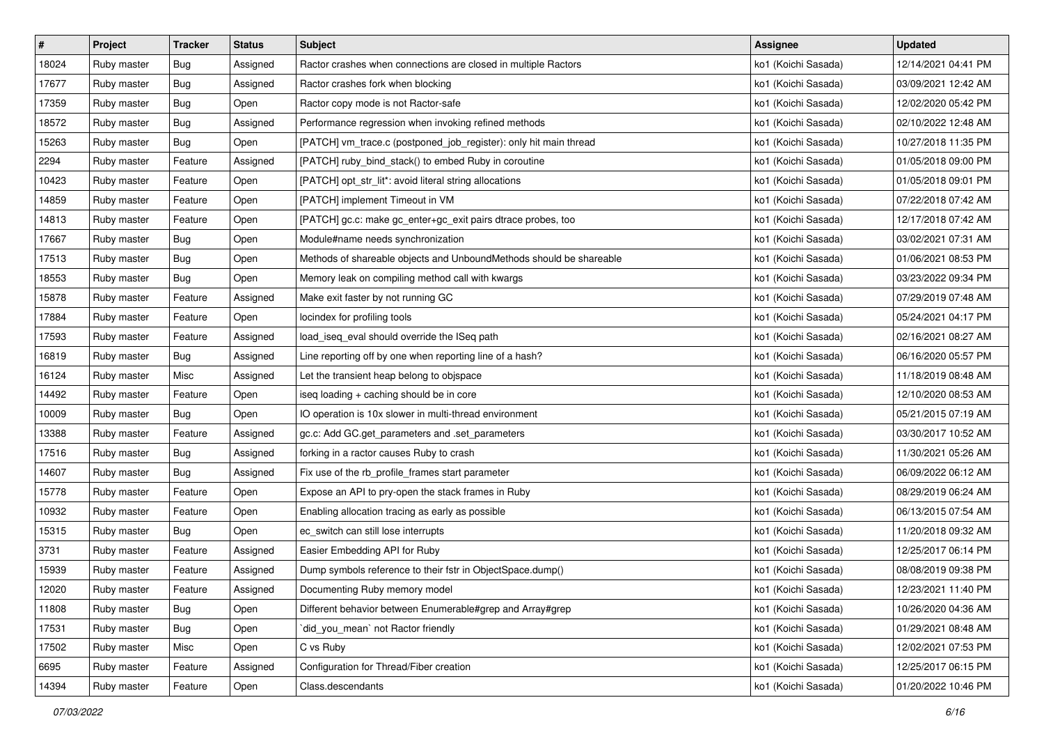| # | Project | Tracker | Status | Subject | Assignee | Updated |
|---|---|---|---|---|---|---|
| 18024 | Ruby master | Bug | Assigned | Ractor crashes when connections are closed in multiple Ractors | ko1 (Koichi Sasada) | 12/14/2021 04:41 PM |
| 17677 | Ruby master | Bug | Assigned | Ractor crashes fork when blocking | ko1 (Koichi Sasada) | 03/09/2021 12:42 AM |
| 17359 | Ruby master | Bug | Open | Ractor copy mode is not Ractor-safe | ko1 (Koichi Sasada) | 12/02/2020 05:42 PM |
| 18572 | Ruby master | Bug | Assigned | Performance regression when invoking refined methods | ko1 (Koichi Sasada) | 02/10/2022 12:48 AM |
| 15263 | Ruby master | Bug | Open | [PATCH] vm_trace.c (postponed_job_register): only hit main thread | ko1 (Koichi Sasada) | 10/27/2018 11:35 PM |
| 2294 | Ruby master | Feature | Assigned | [PATCH] ruby_bind_stack() to embed Ruby in coroutine | ko1 (Koichi Sasada) | 01/05/2018 09:00 PM |
| 10423 | Ruby master | Feature | Open | [PATCH] opt_str_lit*: avoid literal string allocations | ko1 (Koichi Sasada) | 01/05/2018 09:01 PM |
| 14859 | Ruby master | Feature | Open | [PATCH] implement Timeout in VM | ko1 (Koichi Sasada) | 07/22/2018 07:42 AM |
| 14813 | Ruby master | Feature | Open | [PATCH] gc.c: make gc_enter+gc_exit pairs dtrace probes, too | ko1 (Koichi Sasada) | 12/17/2018 07:42 AM |
| 17667 | Ruby master | Bug | Open | Module#name needs synchronization | ko1 (Koichi Sasada) | 03/02/2021 07:31 AM |
| 17513 | Ruby master | Bug | Open | Methods of shareable objects and UnboundMethods should be shareable | ko1 (Koichi Sasada) | 01/06/2021 08:53 PM |
| 18553 | Ruby master | Bug | Open | Memory leak on compiling method call with kwargs | ko1 (Koichi Sasada) | 03/23/2022 09:34 PM |
| 15878 | Ruby master | Feature | Assigned | Make exit faster by not running GC | ko1 (Koichi Sasada) | 07/29/2019 07:48 AM |
| 17884 | Ruby master | Feature | Open | locindex for profiling tools | ko1 (Koichi Sasada) | 05/24/2021 04:17 PM |
| 17593 | Ruby master | Feature | Assigned | load_iseq_eval should override the ISeq path | ko1 (Koichi Sasada) | 02/16/2021 08:27 AM |
| 16819 | Ruby master | Bug | Assigned | Line reporting off by one when reporting line of a hash? | ko1 (Koichi Sasada) | 06/16/2020 05:57 PM |
| 16124 | Ruby master | Misc | Assigned | Let the transient heap belong to objspace | ko1 (Koichi Sasada) | 11/18/2019 08:48 AM |
| 14492 | Ruby master | Feature | Open | iseq loading + caching should be in core | ko1 (Koichi Sasada) | 12/10/2020 08:53 AM |
| 10009 | Ruby master | Bug | Open | IO operation is 10x slower in multi-thread environment | ko1 (Koichi Sasada) | 05/21/2015 07:19 AM |
| 13388 | Ruby master | Feature | Assigned | gc.c: Add GC.get_parameters and .set_parameters | ko1 (Koichi Sasada) | 03/30/2017 10:52 AM |
| 17516 | Ruby master | Bug | Assigned | forking in a ractor causes Ruby to crash | ko1 (Koichi Sasada) | 11/30/2021 05:26 AM |
| 14607 | Ruby master | Bug | Assigned | Fix use of the rb_profile_frames start parameter | ko1 (Koichi Sasada) | 06/09/2022 06:12 AM |
| 15778 | Ruby master | Feature | Open | Expose an API to pry-open the stack frames in Ruby | ko1 (Koichi Sasada) | 08/29/2019 06:24 AM |
| 10932 | Ruby master | Feature | Open | Enabling allocation tracing as early as possible | ko1 (Koichi Sasada) | 06/13/2015 07:54 AM |
| 15315 | Ruby master | Bug | Open | ec_switch can still lose interrupts | ko1 (Koichi Sasada) | 11/20/2018 09:32 AM |
| 3731 | Ruby master | Feature | Assigned | Easier Embedding API for Ruby | ko1 (Koichi Sasada) | 12/25/2017 06:14 PM |
| 15939 | Ruby master | Feature | Assigned | Dump symbols reference to their fstr in ObjectSpace.dump() | ko1 (Koichi Sasada) | 08/08/2019 09:38 PM |
| 12020 | Ruby master | Feature | Assigned | Documenting Ruby memory model | ko1 (Koichi Sasada) | 12/23/2021 11:40 PM |
| 11808 | Ruby master | Bug | Open | Different behavior between Enumerable#grep and Array#grep | ko1 (Koichi Sasada) | 10/26/2020 04:36 AM |
| 17531 | Ruby master | Bug | Open | `did_you_mean` not Ractor friendly | ko1 (Koichi Sasada) | 01/29/2021 08:48 AM |
| 17502 | Ruby master | Misc | Open | C vs Ruby | ko1 (Koichi Sasada) | 12/02/2021 07:53 PM |
| 6695 | Ruby master | Feature | Assigned | Configuration for Thread/Fiber creation | ko1 (Koichi Sasada) | 12/25/2017 06:15 PM |
| 14394 | Ruby master | Feature | Open | Class.descendants | ko1 (Koichi Sasada) | 01/20/2022 10:46 PM |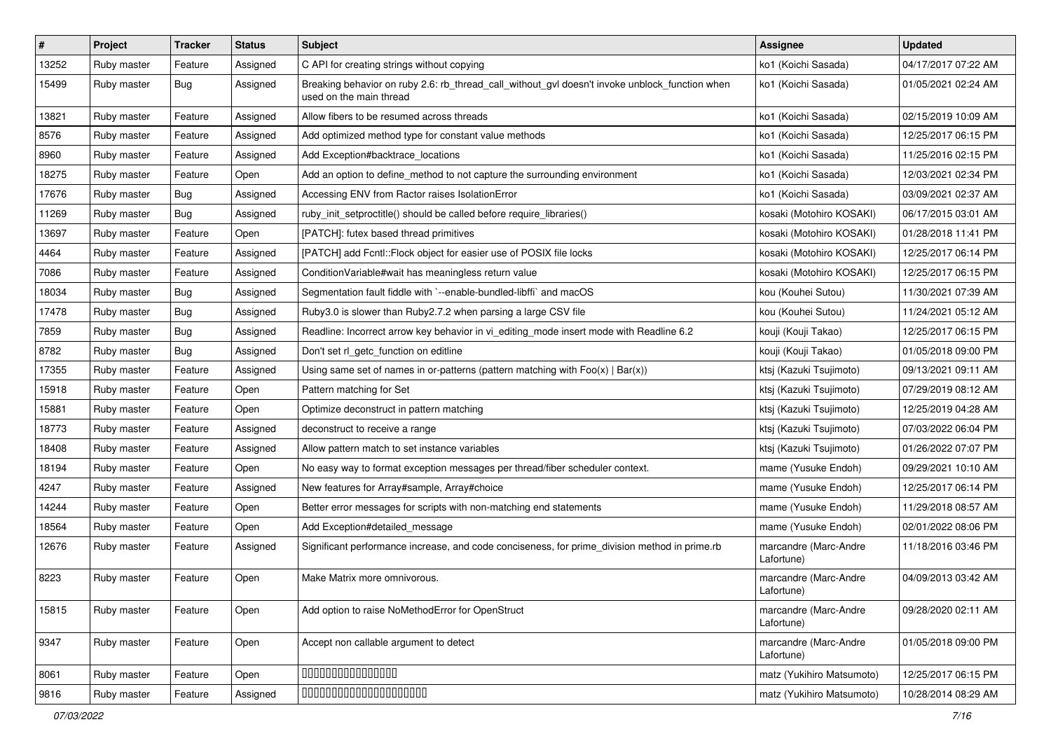| # | Project | Tracker | Status | Subject | Assignee | Updated |
|---|---|---|---|---|---|---|
| 13252 | Ruby master | Feature | Assigned | C API for creating strings without copying | ko1 (Koichi Sasada) | 04/17/2017 07:22 AM |
| 15499 | Ruby master | Bug | Assigned | Breaking behavior on ruby 2.6: rb_thread_call_without_gvl doesn't invoke unblock_function when used on the main thread | ko1 (Koichi Sasada) | 01/05/2021 02:24 AM |
| 13821 | Ruby master | Feature | Assigned | Allow fibers to be resumed across threads | ko1 (Koichi Sasada) | 02/15/2019 10:09 AM |
| 8576 | Ruby master | Feature | Assigned | Add optimized method type for constant value methods | ko1 (Koichi Sasada) | 12/25/2017 06:15 PM |
| 8960 | Ruby master | Feature | Assigned | Add Exception#backtrace_locations | ko1 (Koichi Sasada) | 11/25/2016 02:15 PM |
| 18275 | Ruby master | Feature | Open | Add an option to define_method to not capture the surrounding environment | ko1 (Koichi Sasada) | 12/03/2021 02:34 PM |
| 17676 | Ruby master | Bug | Assigned | Accessing ENV from Ractor raises IsolationError | ko1 (Koichi Sasada) | 03/09/2021 02:37 AM |
| 11269 | Ruby master | Bug | Assigned | ruby_init_setproctitle() should be called before require_libraries() | kosaki (Motohiro KOSAKI) | 06/17/2015 03:01 AM |
| 13697 | Ruby master | Feature | Open | [PATCH]: futex based thread primitives | kosaki (Motohiro KOSAKI) | 01/28/2018 11:41 PM |
| 4464 | Ruby master | Feature | Assigned | [PATCH] add Fcntl::Flock object for easier use of POSIX file locks | kosaki (Motohiro KOSAKI) | 12/25/2017 06:14 PM |
| 7086 | Ruby master | Feature | Assigned | ConditionVariable#wait has meaningless return value | kosaki (Motohiro KOSAKI) | 12/25/2017 06:15 PM |
| 18034 | Ruby master | Bug | Assigned | Segmentation fault fiddle with `--enable-bundled-libffi` and macOS | kou (Kouhei Sutou) | 11/30/2021 07:39 AM |
| 17478 | Ruby master | Bug | Assigned | Ruby3.0 is slower than Ruby2.7.2 when parsing a large CSV file | kou (Kouhei Sutou) | 11/24/2021 05:12 AM |
| 7859 | Ruby master | Bug | Assigned | Readline: Incorrect arrow key behavior in vi_editing_mode insert mode with Readline 6.2 | kouji (Kouji Takao) | 12/25/2017 06:15 PM |
| 8782 | Ruby master | Bug | Assigned | Don't set rl_getc_function on editline | kouji (Kouji Takao) | 01/05/2018 09:00 PM |
| 17355 | Ruby master | Feature | Assigned | Using same set of names in or-patterns (pattern matching with Foo(x) \| Bar(x)) | ktsj (Kazuki Tsujimoto) | 09/13/2021 09:11 AM |
| 15918 | Ruby master | Feature | Open | Pattern matching for Set | ktsj (Kazuki Tsujimoto) | 07/29/2019 08:12 AM |
| 15881 | Ruby master | Feature | Open | Optimize deconstruct in pattern matching | ktsj (Kazuki Tsujimoto) | 12/25/2019 04:28 AM |
| 18773 | Ruby master | Feature | Assigned | deconstruct to receive a range | ktsj (Kazuki Tsujimoto) | 07/03/2022 06:04 PM |
| 18408 | Ruby master | Feature | Assigned | Allow pattern match to set instance variables | ktsj (Kazuki Tsujimoto) | 01/26/2022 07:07 PM |
| 18194 | Ruby master | Feature | Open | No easy way to format exception messages per thread/fiber scheduler context. | mame (Yusuke Endoh) | 09/29/2021 10:10 AM |
| 4247 | Ruby master | Feature | Assigned | New features for Array#sample, Array#choice | mame (Yusuke Endoh) | 12/25/2017 06:14 PM |
| 14244 | Ruby master | Feature | Open | Better error messages for scripts with non-matching end statements | mame (Yusuke Endoh) | 11/29/2018 08:57 AM |
| 18564 | Ruby master | Feature | Open | Add Exception#detailed_message | mame (Yusuke Endoh) | 02/01/2022 08:06 PM |
| 12676 | Ruby master | Feature | Assigned | Significant performance increase, and code conciseness, for prime_division method in prime.rb | marcandre (Marc-Andre Lafortune) | 11/18/2016 03:46 PM |
| 8223 | Ruby master | Feature | Open | Make Matrix more omnivorous. | marcandre (Marc-Andre Lafortune) | 04/09/2013 03:42 AM |
| 15815 | Ruby master | Feature | Open | Add option to raise NoMethodError for OpenStruct | marcandre (Marc-Andre Lafortune) | 09/28/2020 02:11 AM |
| 9347 | Ruby master | Feature | Open | Accept non callable argument to detect | marcandre (Marc-Andre Lafortune) | 01/05/2018 09:00 PM |
| 8061 | Ruby master | Feature | Open | 0000000000000000 | matz (Yukihiro Matsumoto) | 12/25/2017 06:15 PM |
| 9816 | Ruby master | Feature | Assigned | 0000000000000000000000 | matz (Yukihiro Matsumoto) | 10/28/2014 08:29 AM |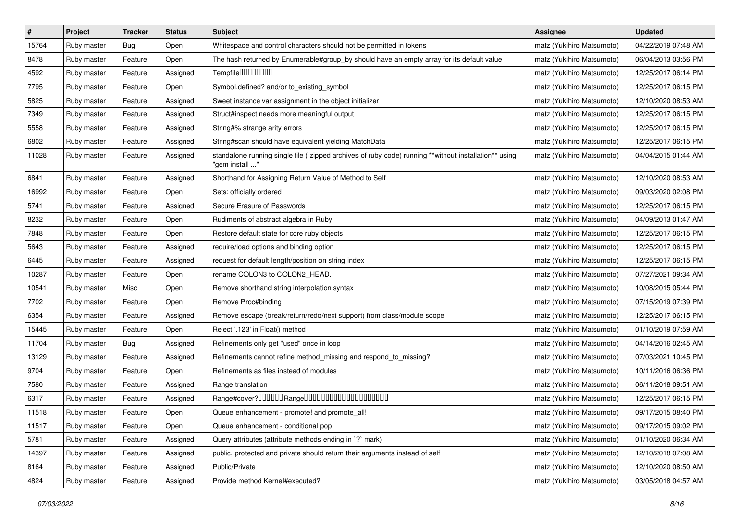| # | Project | Tracker | Status | Subject | Assignee | Updated |
|---|---|---|---|---|---|---|
| 15764 | Ruby master | Bug | Open | Whitespace and control characters should not be permitted in tokens | matz (Yukihiro Matsumoto) | 04/22/2019 07:48 AM |
| 8478 | Ruby master | Feature | Open | The hash returned by Enumerable#group_by should have an empty array for its default value | matz (Yukihiro Matsumoto) | 06/04/2013 03:56 PM |
| 4592 | Ruby master | Feature | Assigned | Tempfile0000000 | matz (Yukihiro Matsumoto) | 12/25/2017 06:14 PM |
| 7795 | Ruby master | Feature | Open | Symbol.defined? and/or to_existing_symbol | matz (Yukihiro Matsumoto) | 12/25/2017 06:15 PM |
| 5825 | Ruby master | Feature | Assigned | Sweet instance var assignment in the object initializer | matz (Yukihiro Matsumoto) | 12/10/2020 08:53 AM |
| 7349 | Ruby master | Feature | Assigned | Struct#inspect needs more meaningful output | matz (Yukihiro Matsumoto) | 12/25/2017 06:15 PM |
| 5558 | Ruby master | Feature | Assigned | String#% strange arity errors | matz (Yukihiro Matsumoto) | 12/25/2017 06:15 PM |
| 6802 | Ruby master | Feature | Assigned | String#scan should have equivalent yielding MatchData | matz (Yukihiro Matsumoto) | 12/25/2017 06:15 PM |
| 11028 | Ruby master | Feature | Assigned | standalone running single file ( zipped archives of ruby code) running **without installation** using "gem install ..." | matz (Yukihiro Matsumoto) | 04/04/2015 01:44 AM |
| 6841 | Ruby master | Feature | Assigned | Shorthand for Assigning Return Value of Method to Self | matz (Yukihiro Matsumoto) | 12/10/2020 08:53 AM |
| 16992 | Ruby master | Feature | Open | Sets: officially ordered | matz (Yukihiro Matsumoto) | 09/03/2020 02:08 PM |
| 5741 | Ruby master | Feature | Assigned | Secure Erasure of Passwords | matz (Yukihiro Matsumoto) | 12/25/2017 06:15 PM |
| 8232 | Ruby master | Feature | Open | Rudiments of abstract algebra in Ruby | matz (Yukihiro Matsumoto) | 04/09/2013 01:47 AM |
| 7848 | Ruby master | Feature | Open | Restore default state for core ruby objects | matz (Yukihiro Matsumoto) | 12/25/2017 06:15 PM |
| 5643 | Ruby master | Feature | Assigned | require/load options and binding option | matz (Yukihiro Matsumoto) | 12/25/2017 06:15 PM |
| 6445 | Ruby master | Feature | Assigned | request for default length/position on string index | matz (Yukihiro Matsumoto) | 12/25/2017 06:15 PM |
| 10287 | Ruby master | Feature | Open | rename COLON3 to COLON2_HEAD. | matz (Yukihiro Matsumoto) | 07/27/2021 09:34 AM |
| 10541 | Ruby master | Misc | Open | Remove shorthand string interpolation syntax | matz (Yukihiro Matsumoto) | 10/08/2015 05:44 PM |
| 7702 | Ruby master | Feature | Open | Remove Proc#binding | matz (Yukihiro Matsumoto) | 07/15/2019 07:39 PM |
| 6354 | Ruby master | Feature | Assigned | Remove escape (break/return/redo/next support) from class/module scope | matz (Yukihiro Matsumoto) | 12/25/2017 06:15 PM |
| 15445 | Ruby master | Feature | Open | Reject '.123' in Float() method | matz (Yukihiro Matsumoto) | 01/10/2019 07:59 AM |
| 11704 | Ruby master | Bug | Assigned | Refinements only get "used" once in loop | matz (Yukihiro Matsumoto) | 04/14/2016 02:45 AM |
| 13129 | Ruby master | Feature | Assigned | Refinements cannot refine method_missing and respond_to_missing? | matz (Yukihiro Matsumoto) | 07/03/2021 10:45 PM |
| 9704 | Ruby master | Feature | Open | Refinements as files instead of modules | matz (Yukihiro Matsumoto) | 10/11/2016 06:36 PM |
| 7580 | Ruby master | Feature | Assigned | Range translation | matz (Yukihiro Matsumoto) | 06/11/2018 09:51 AM |
| 6317 | Ruby master | Feature | Assigned | Range#cover?000000Range00000000000000000000 | matz (Yukihiro Matsumoto) | 12/25/2017 06:15 PM |
| 11518 | Ruby master | Feature | Open | Queue enhancement - promote! and promote_all! | matz (Yukihiro Matsumoto) | 09/17/2015 08:40 PM |
| 11517 | Ruby master | Feature | Open | Queue enhancement - conditional pop | matz (Yukihiro Matsumoto) | 09/17/2015 09:02 PM |
| 5781 | Ruby master | Feature | Assigned | Query attributes (attribute methods ending in `?` mark) | matz (Yukihiro Matsumoto) | 01/10/2020 06:34 AM |
| 14397 | Ruby master | Feature | Assigned | public, protected and private should return their arguments instead of self | matz (Yukihiro Matsumoto) | 12/10/2018 07:08 AM |
| 8164 | Ruby master | Feature | Assigned | Public/Private | matz (Yukihiro Matsumoto) | 12/10/2020 08:50 AM |
| 4824 | Ruby master | Feature | Assigned | Provide method Kernel#executed? | matz (Yukihiro Matsumoto) | 03/05/2018 04:57 AM |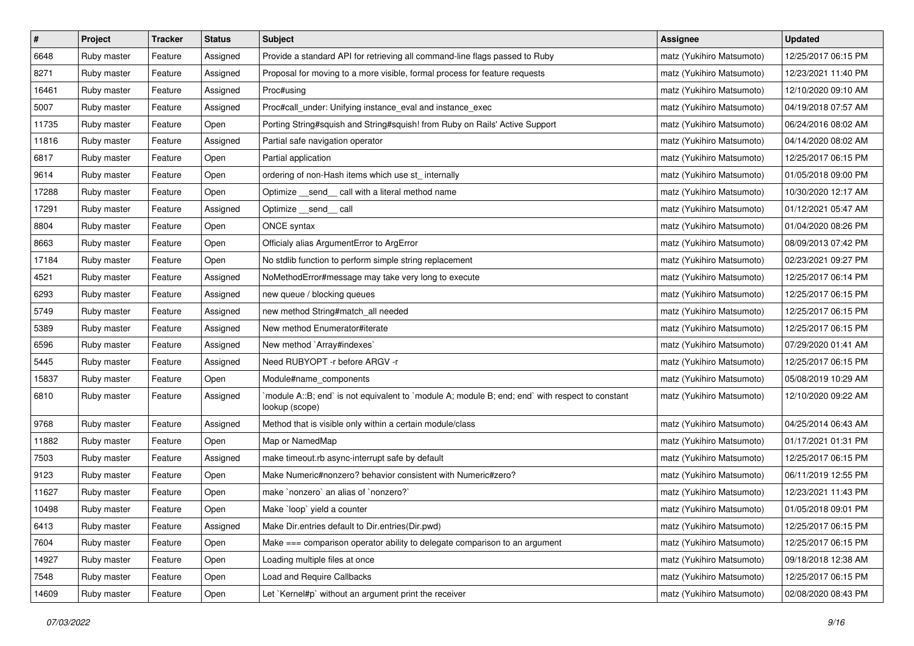| # | Project | Tracker | Status | Subject | Assignee | Updated |
|---|---|---|---|---|---|---|
| 6648 | Ruby master | Feature | Assigned | Provide a standard API for retrieving all command-line flags passed to Ruby | matz (Yukihiro Matsumoto) | 12/25/2017 06:15 PM |
| 8271 | Ruby master | Feature | Assigned | Proposal for moving to a more visible, formal process for feature requests | matz (Yukihiro Matsumoto) | 12/23/2021 11:40 PM |
| 16461 | Ruby master | Feature | Assigned | Proc#using | matz (Yukihiro Matsumoto) | 12/10/2020 09:10 AM |
| 5007 | Ruby master | Feature | Assigned | Proc#call_under: Unifying instance_eval and instance_exec | matz (Yukihiro Matsumoto) | 04/19/2018 07:57 AM |
| 11735 | Ruby master | Feature | Open | Porting String#squish and String#squish! from Ruby on Rails' Active Support | matz (Yukihiro Matsumoto) | 06/24/2016 08:02 AM |
| 11816 | Ruby master | Feature | Assigned | Partial safe navigation operator | matz (Yukihiro Matsumoto) | 04/14/2020 08:02 AM |
| 6817 | Ruby master | Feature | Open | Partial application | matz (Yukihiro Matsumoto) | 12/25/2017 06:15 PM |
| 9614 | Ruby master | Feature | Open | ordering of non-Hash items which use st_ internally | matz (Yukihiro Matsumoto) | 01/05/2018 09:00 PM |
| 17288 | Ruby master | Feature | Open | Optimize __send__ call with a literal method name | matz (Yukihiro Matsumoto) | 10/30/2020 12:17 AM |
| 17291 | Ruby master | Feature | Assigned | Optimize __send__ call | matz (Yukihiro Matsumoto) | 01/12/2021 05:47 AM |
| 8804 | Ruby master | Feature | Open | ONCE syntax | matz (Yukihiro Matsumoto) | 01/04/2020 08:26 PM |
| 8663 | Ruby master | Feature | Open | Officialy alias ArgumentError to ArgError | matz (Yukihiro Matsumoto) | 08/09/2013 07:42 PM |
| 17184 | Ruby master | Feature | Open | No stdlib function to perform simple string replacement | matz (Yukihiro Matsumoto) | 02/23/2021 09:27 PM |
| 4521 | Ruby master | Feature | Assigned | NoMethodError#message may take very long to execute | matz (Yukihiro Matsumoto) | 12/25/2017 06:14 PM |
| 6293 | Ruby master | Feature | Assigned | new queue / blocking queues | matz (Yukihiro Matsumoto) | 12/25/2017 06:15 PM |
| 5749 | Ruby master | Feature | Assigned | new method String#match_all needed | matz (Yukihiro Matsumoto) | 12/25/2017 06:15 PM |
| 5389 | Ruby master | Feature | Assigned | New method Enumerator#iterate | matz (Yukihiro Matsumoto) | 12/25/2017 06:15 PM |
| 6596 | Ruby master | Feature | Assigned | New method `Array#indexes` | matz (Yukihiro Matsumoto) | 07/29/2020 01:41 AM |
| 5445 | Ruby master | Feature | Assigned | Need RUBYOPT -r before ARGV -r | matz (Yukihiro Matsumoto) | 12/25/2017 06:15 PM |
| 15837 | Ruby master | Feature | Open | Module#name_components | matz (Yukihiro Matsumoto) | 05/08/2019 10:29 AM |
| 6810 | Ruby master | Feature | Assigned | `module A::B; end` is not equivalent to `module A; module B; end; end` with respect to constant lookup (scope) | matz (Yukihiro Matsumoto) | 12/10/2020 09:22 AM |
| 9768 | Ruby master | Feature | Assigned | Method that is visible only within a certain module/class | matz (Yukihiro Matsumoto) | 04/25/2014 06:43 AM |
| 11882 | Ruby master | Feature | Open | Map or NamedMap | matz (Yukihiro Matsumoto) | 01/17/2021 01:31 PM |
| 7503 | Ruby master | Feature | Assigned | make timeout.rb async-interrupt safe by default | matz (Yukihiro Matsumoto) | 12/25/2017 06:15 PM |
| 9123 | Ruby master | Feature | Open | Make Numeric#nonzero? behavior consistent with Numeric#zero? | matz (Yukihiro Matsumoto) | 06/11/2019 12:55 PM |
| 11627 | Ruby master | Feature | Open | make `nonzero` an alias of `nonzero?` | matz (Yukihiro Matsumoto) | 12/23/2021 11:43 PM |
| 10498 | Ruby master | Feature | Open | Make `loop` yield a counter | matz (Yukihiro Matsumoto) | 01/05/2018 09:01 PM |
| 6413 | Ruby master | Feature | Assigned | Make Dir.entries default to Dir.entries(Dir.pwd) | matz (Yukihiro Matsumoto) | 12/25/2017 06:15 PM |
| 7604 | Ruby master | Feature | Open | Make === comparison operator ability to delegate comparison to an argument | matz (Yukihiro Matsumoto) | 12/25/2017 06:15 PM |
| 14927 | Ruby master | Feature | Open | Loading multiple files at once | matz (Yukihiro Matsumoto) | 09/18/2018 12:38 AM |
| 7548 | Ruby master | Feature | Open | Load and Require Callbacks | matz (Yukihiro Matsumoto) | 12/25/2017 06:15 PM |
| 14609 | Ruby master | Feature | Open | Let `Kernel#p` without an argument print the receiver | matz (Yukihiro Matsumoto) | 02/08/2020 08:43 PM |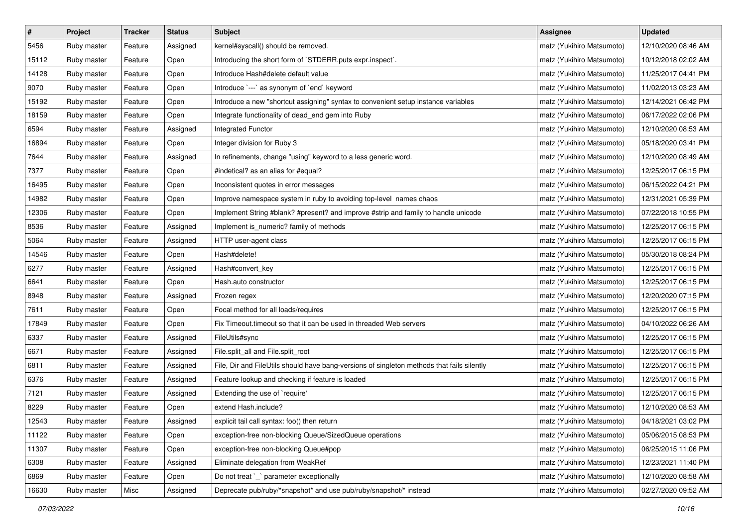| # | Project | Tracker | Status | Subject | Assignee | Updated |
|---|---|---|---|---|---|---|
| 5456 | Ruby master | Feature | Assigned | kernel#syscall() should be removed. | matz (Yukihiro Matsumoto) | 12/10/2020 08:46 AM |
| 15112 | Ruby master | Feature | Open | Introducing the short form of `STDERR.puts expr.inspect`. | matz (Yukihiro Matsumoto) | 10/12/2018 02:02 AM |
| 14128 | Ruby master | Feature | Open | Introduce Hash#delete default value | matz (Yukihiro Matsumoto) | 11/25/2017 04:41 PM |
| 9070 | Ruby master | Feature | Open | Introduce `---` as synonym of `end` keyword | matz (Yukihiro Matsumoto) | 11/02/2013 03:23 AM |
| 15192 | Ruby master | Feature | Open | Introduce a new "shortcut assigning" syntax to convenient setup instance variables | matz (Yukihiro Matsumoto) | 12/14/2021 06:42 PM |
| 18159 | Ruby master | Feature | Open | Integrate functionality of dead_end gem into Ruby | matz (Yukihiro Matsumoto) | 06/17/2022 02:06 PM |
| 6594 | Ruby master | Feature | Assigned | Integrated Functor | matz (Yukihiro Matsumoto) | 12/10/2020 08:53 AM |
| 16894 | Ruby master | Feature | Open | Integer division for Ruby 3 | matz (Yukihiro Matsumoto) | 05/18/2020 03:41 PM |
| 7644 | Ruby master | Feature | Assigned | In refinements, change "using" keyword to a less generic word. | matz (Yukihiro Matsumoto) | 12/10/2020 08:49 AM |
| 7377 | Ruby master | Feature | Open | #indetical? as an alias for #equal? | matz (Yukihiro Matsumoto) | 12/25/2017 06:15 PM |
| 16495 | Ruby master | Feature | Open | Inconsistent quotes in error messages | matz (Yukihiro Matsumoto) | 06/15/2022 04:21 PM |
| 14982 | Ruby master | Feature | Open | Improve namespace system in ruby to avoiding top-level names chaos | matz (Yukihiro Matsumoto) | 12/31/2021 05:39 PM |
| 12306 | Ruby master | Feature | Open | Implement String #blank? #present? and improve #strip and family to handle unicode | matz (Yukihiro Matsumoto) | 07/22/2018 10:55 PM |
| 8536 | Ruby master | Feature | Assigned | Implement is_numeric? family of methods | matz (Yukihiro Matsumoto) | 12/25/2017 06:15 PM |
| 5064 | Ruby master | Feature | Assigned | HTTP user-agent class | matz (Yukihiro Matsumoto) | 12/25/2017 06:15 PM |
| 14546 | Ruby master | Feature | Open | Hash#delete! | matz (Yukihiro Matsumoto) | 05/30/2018 08:24 PM |
| 6277 | Ruby master | Feature | Assigned | Hash#convert_key | matz (Yukihiro Matsumoto) | 12/25/2017 06:15 PM |
| 6641 | Ruby master | Feature | Open | Hash.auto constructor | matz (Yukihiro Matsumoto) | 12/25/2017 06:15 PM |
| 8948 | Ruby master | Feature | Assigned | Frozen regex | matz (Yukihiro Matsumoto) | 12/20/2020 07:15 PM |
| 7611 | Ruby master | Feature | Open | Focal method for all loads/requires | matz (Yukihiro Matsumoto) | 12/25/2017 06:15 PM |
| 17849 | Ruby master | Feature | Open | Fix Timeout.timeout so that it can be used in threaded Web servers | matz (Yukihiro Matsumoto) | 04/10/2022 06:26 AM |
| 6337 | Ruby master | Feature | Assigned | FileUtils#sync | matz (Yukihiro Matsumoto) | 12/25/2017 06:15 PM |
| 6671 | Ruby master | Feature | Assigned | File.split_all and File.split_root | matz (Yukihiro Matsumoto) | 12/25/2017 06:15 PM |
| 6811 | Ruby master | Feature | Assigned | File, Dir and FileUtils should have bang-versions of singleton methods that fails silently | matz (Yukihiro Matsumoto) | 12/25/2017 06:15 PM |
| 6376 | Ruby master | Feature | Assigned | Feature lookup and checking if feature is loaded | matz (Yukihiro Matsumoto) | 12/25/2017 06:15 PM |
| 7121 | Ruby master | Feature | Assigned | Extending the use of `require' | matz (Yukihiro Matsumoto) | 12/25/2017 06:15 PM |
| 8229 | Ruby master | Feature | Open | extend Hash.include? | matz (Yukihiro Matsumoto) | 12/10/2020 08:53 AM |
| 12543 | Ruby master | Feature | Assigned | explicit tail call syntax: foo() then return | matz (Yukihiro Matsumoto) | 04/18/2021 03:02 PM |
| 11122 | Ruby master | Feature | Open | exception-free non-blocking Queue/SizedQueue operations | matz (Yukihiro Matsumoto) | 05/06/2015 08:53 PM |
| 11307 | Ruby master | Feature | Open | exception-free non-blocking Queue#pop | matz (Yukihiro Matsumoto) | 06/25/2015 11:06 PM |
| 6308 | Ruby master | Feature | Assigned | Eliminate delegation from WeakRef | matz (Yukihiro Matsumoto) | 12/23/2021 11:40 PM |
| 6869 | Ruby master | Feature | Open | Do not treat `_` parameter exceptionally | matz (Yukihiro Matsumoto) | 12/10/2020 08:58 AM |
| 16630 | Ruby master | Misc | Assigned | Deprecate pub/ruby/*snapshot* and use pub/ruby/snapshot/* instead | matz (Yukihiro Matsumoto) | 02/27/2020 09:52 AM |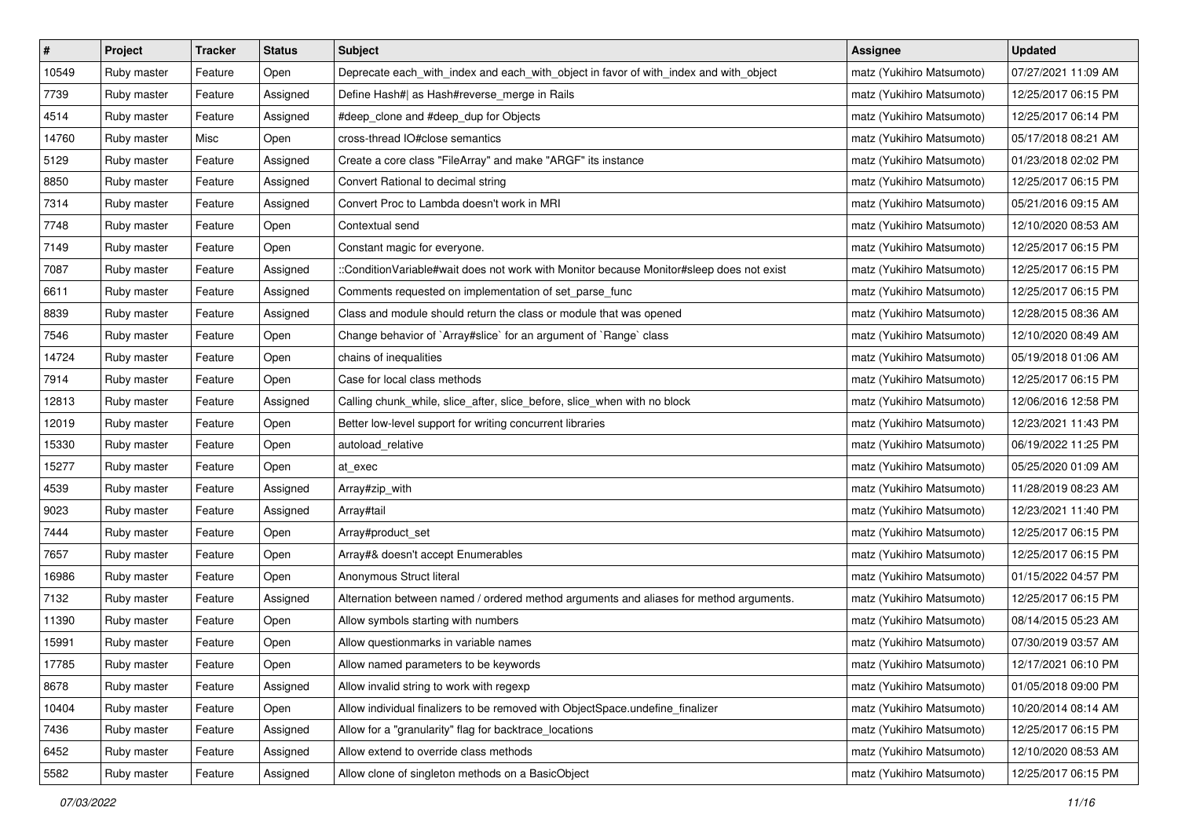| # | Project | Tracker | Status | Subject | Assignee | Updated |
|---|---|---|---|---|---|---|
| 10549 | Ruby master | Feature | Open | Deprecate each_with_index and each_with_object in favor of with_index and with_object | matz (Yukihiro Matsumoto) | 07/27/2021 11:09 AM |
| 7739 | Ruby master | Feature | Assigned | Define Hash#\| as Hash#reverse_merge in Rails | matz (Yukihiro Matsumoto) | 12/25/2017 06:15 PM |
| 4514 | Ruby master | Feature | Assigned | #deep_clone and #deep_dup for Objects | matz (Yukihiro Matsumoto) | 12/25/2017 06:14 PM |
| 14760 | Ruby master | Misc | Open | cross-thread IO#close semantics | matz (Yukihiro Matsumoto) | 05/17/2018 08:21 AM |
| 5129 | Ruby master | Feature | Assigned | Create a core class "FileArray" and make "ARGF" its instance | matz (Yukihiro Matsumoto) | 01/23/2018 02:02 PM |
| 8850 | Ruby master | Feature | Assigned | Convert Rational to decimal string | matz (Yukihiro Matsumoto) | 12/25/2017 06:15 PM |
| 7314 | Ruby master | Feature | Assigned | Convert Proc to Lambda doesn't work in MRI | matz (Yukihiro Matsumoto) | 05/21/2016 09:15 AM |
| 7748 | Ruby master | Feature | Open | Contextual send | matz (Yukihiro Matsumoto) | 12/10/2020 08:53 AM |
| 7149 | Ruby master | Feature | Open | Constant magic for everyone. | matz (Yukihiro Matsumoto) | 12/25/2017 06:15 PM |
| 7087 | Ruby master | Feature | Assigned | ::ConditionVariable#wait does not work with Monitor because Monitor#sleep does not exist | matz (Yukihiro Matsumoto) | 12/25/2017 06:15 PM |
| 6611 | Ruby master | Feature | Assigned | Comments requested on implementation of set_parse_func | matz (Yukihiro Matsumoto) | 12/25/2017 06:15 PM |
| 8839 | Ruby master | Feature | Assigned | Class and module should return the class or module that was opened | matz (Yukihiro Matsumoto) | 12/28/2015 08:36 AM |
| 7546 | Ruby master | Feature | Open | Change behavior of `Array#slice` for an argument of `Range` class | matz (Yukihiro Matsumoto) | 12/10/2020 08:49 AM |
| 14724 | Ruby master | Feature | Open | chains of inequalities | matz (Yukihiro Matsumoto) | 05/19/2018 01:06 AM |
| 7914 | Ruby master | Feature | Open | Case for local class methods | matz (Yukihiro Matsumoto) | 12/25/2017 06:15 PM |
| 12813 | Ruby master | Feature | Assigned | Calling chunk_while, slice_after, slice_before, slice_when with no block | matz (Yukihiro Matsumoto) | 12/06/2016 12:58 PM |
| 12019 | Ruby master | Feature | Open | Better low-level support for writing concurrent libraries | matz (Yukihiro Matsumoto) | 12/23/2021 11:43 PM |
| 15330 | Ruby master | Feature | Open | autoload_relative | matz (Yukihiro Matsumoto) | 06/19/2022 11:25 PM |
| 15277 | Ruby master | Feature | Open | at_exec | matz (Yukihiro Matsumoto) | 05/25/2020 01:09 AM |
| 4539 | Ruby master | Feature | Assigned | Array#zip_with | matz (Yukihiro Matsumoto) | 11/28/2019 08:23 AM |
| 9023 | Ruby master | Feature | Assigned | Array#tail | matz (Yukihiro Matsumoto) | 12/23/2021 11:40 PM |
| 7444 | Ruby master | Feature | Open | Array#product_set | matz (Yukihiro Matsumoto) | 12/25/2017 06:15 PM |
| 7657 | Ruby master | Feature | Open | Array#& doesn't accept Enumerables | matz (Yukihiro Matsumoto) | 12/25/2017 06:15 PM |
| 16986 | Ruby master | Feature | Open | Anonymous Struct literal | matz (Yukihiro Matsumoto) | 01/15/2022 04:57 PM |
| 7132 | Ruby master | Feature | Assigned | Alternation between named / ordered method arguments and aliases for method arguments. | matz (Yukihiro Matsumoto) | 12/25/2017 06:15 PM |
| 11390 | Ruby master | Feature | Open | Allow symbols starting with numbers | matz (Yukihiro Matsumoto) | 08/14/2015 05:23 AM |
| 15991 | Ruby master | Feature | Open | Allow questionmarks in variable names | matz (Yukihiro Matsumoto) | 07/30/2019 03:57 AM |
| 17785 | Ruby master | Feature | Open | Allow named parameters to be keywords | matz (Yukihiro Matsumoto) | 12/17/2021 06:10 PM |
| 8678 | Ruby master | Feature | Assigned | Allow invalid string to work with regexp | matz (Yukihiro Matsumoto) | 01/05/2018 09:00 PM |
| 10404 | Ruby master | Feature | Open | Allow individual finalizers to be removed with ObjectSpace.undefine_finalizer | matz (Yukihiro Matsumoto) | 10/20/2014 08:14 AM |
| 7436 | Ruby master | Feature | Assigned | Allow for a "granularity" flag for backtrace_locations | matz (Yukihiro Matsumoto) | 12/25/2017 06:15 PM |
| 6452 | Ruby master | Feature | Assigned | Allow extend to override class methods | matz (Yukihiro Matsumoto) | 12/10/2020 08:53 AM |
| 5582 | Ruby master | Feature | Assigned | Allow clone of singleton methods on a BasicObject | matz (Yukihiro Matsumoto) | 12/25/2017 06:15 PM |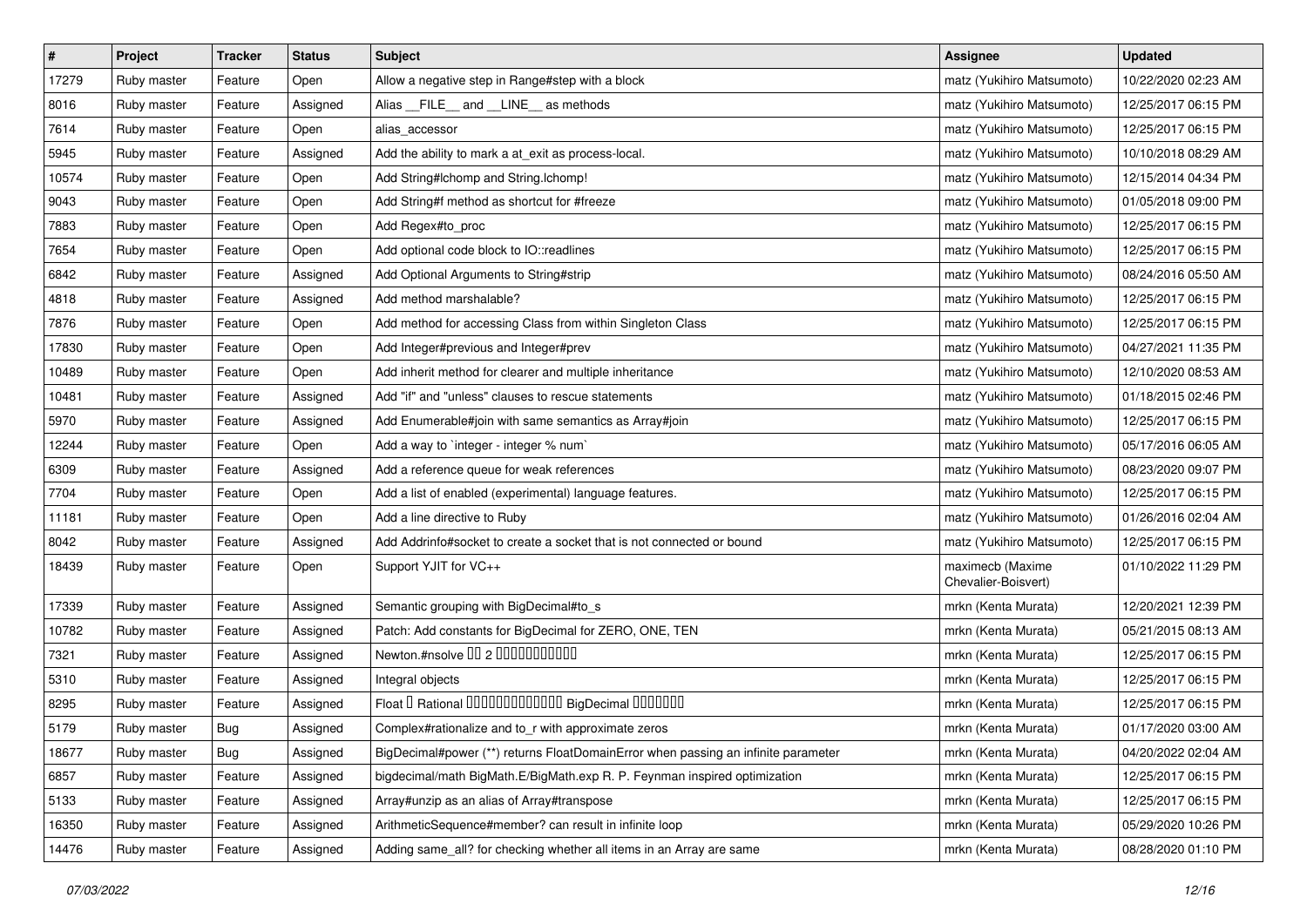| # | Project | Tracker | Status | Subject | Assignee | Updated |
|---|---|---|---|---|---|---|
| 17279 | Ruby master | Feature | Open | Allow a negative step in Range#step with a block | matz (Yukihiro Matsumoto) | 10/22/2020 02:23 AM |
| 8016 | Ruby master | Feature | Assigned | Alias __FILE__ and __LINE__ as methods | matz (Yukihiro Matsumoto) | 12/25/2017 06:15 PM |
| 7614 | Ruby master | Feature | Open | alias_accessor | matz (Yukihiro Matsumoto) | 12/25/2017 06:15 PM |
| 5945 | Ruby master | Feature | Assigned | Add the ability to mark a at_exit as process-local. | matz (Yukihiro Matsumoto) | 10/10/2018 08:29 AM |
| 10574 | Ruby master | Feature | Open | Add String#lchomp and String.lchomp! | matz (Yukihiro Matsumoto) | 12/15/2014 04:34 PM |
| 9043 | Ruby master | Feature | Open | Add String#f method as shortcut for #freeze | matz (Yukihiro Matsumoto) | 01/05/2018 09:00 PM |
| 7883 | Ruby master | Feature | Open | Add Regex#to_proc | matz (Yukihiro Matsumoto) | 12/25/2017 06:15 PM |
| 7654 | Ruby master | Feature | Open | Add optional code block to IO::readlines | matz (Yukihiro Matsumoto) | 12/25/2017 06:15 PM |
| 6842 | Ruby master | Feature | Assigned | Add Optional Arguments to String#strip | matz (Yukihiro Matsumoto) | 08/24/2016 05:50 AM |
| 4818 | Ruby master | Feature | Assigned | Add method marshalable? | matz (Yukihiro Matsumoto) | 12/25/2017 06:15 PM |
| 7876 | Ruby master | Feature | Open | Add method for accessing Class from within Singleton Class | matz (Yukihiro Matsumoto) | 12/25/2017 06:15 PM |
| 17830 | Ruby master | Feature | Open | Add Integer#previous and Integer#prev | matz (Yukihiro Matsumoto) | 04/27/2021 11:35 PM |
| 10489 | Ruby master | Feature | Open | Add inherit method for clearer and multiple inheritance | matz (Yukihiro Matsumoto) | 12/10/2020 08:53 AM |
| 10481 | Ruby master | Feature | Assigned | Add "if" and "unless" clauses to rescue statements | matz (Yukihiro Matsumoto) | 01/18/2015 02:46 PM |
| 5970 | Ruby master | Feature | Assigned | Add Enumerable#join with same semantics as Array#join | matz (Yukihiro Matsumoto) | 12/25/2017 06:15 PM |
| 12244 | Ruby master | Feature | Open | Add a way to `integer - integer % num` | matz (Yukihiro Matsumoto) | 05/17/2016 06:05 AM |
| 6309 | Ruby master | Feature | Assigned | Add a reference queue for weak references | matz (Yukihiro Matsumoto) | 08/23/2020 09:07 PM |
| 7704 | Ruby master | Feature | Open | Add a list of enabled (experimental) language features. | matz (Yukihiro Matsumoto) | 12/25/2017 06:15 PM |
| 11181 | Ruby master | Feature | Open | Add a line directive to Ruby | matz (Yukihiro Matsumoto) | 01/26/2016 02:04 AM |
| 8042 | Ruby master | Feature | Assigned | Add Addrinfo#socket to create a socket that is not connected or bound | matz (Yukihiro Matsumoto) | 12/25/2017 06:15 PM |
| 18439 | Ruby master | Feature | Open | Support YJIT for VC++ | maximecb (Maxime Chevalier-Boisvert) | 01/10/2022 11:29 PM |
| 17339 | Ruby master | Feature | Assigned | Semantic grouping with BigDecimal#to_s | mrkn (Kenta Murata) | 12/20/2021 12:39 PM |
| 10782 | Ruby master | Feature | Assigned | Patch: Add constants for BigDecimal for ZERO, ONE, TEN | mrkn (Kenta Murata) | 05/21/2015 08:13 AM |
| 7321 | Ruby master | Feature | Assigned | Newton.#nsolve �� 2 ����������� | mrkn (Kenta Murata) | 12/25/2017 06:15 PM |
| 5310 | Ruby master | Feature | Assigned | Integral objects | mrkn (Kenta Murata) | 12/25/2017 06:15 PM |
| 8295 | Ruby master | Feature | Assigned | Float � Rational ������������ BigDecimal ������� | mrkn (Kenta Murata) | 12/25/2017 06:15 PM |
| 5179 | Ruby master | Bug | Assigned | Complex#rationalize and to_r with approximate zeros | mrkn (Kenta Murata) | 01/17/2020 03:00 AM |
| 18677 | Ruby master | Bug | Assigned | BigDecimal#power (**) returns FloatDomainError when passing an infinite parameter | mrkn (Kenta Murata) | 04/20/2022 02:04 AM |
| 6857 | Ruby master | Feature | Assigned | bigdecimal/math BigMath.E/BigMath.exp R. P. Feynman inspired optimization | mrkn (Kenta Murata) | 12/25/2017 06:15 PM |
| 5133 | Ruby master | Feature | Assigned | Array#unzip as an alias of Array#transpose | mrkn (Kenta Murata) | 12/25/2017 06:15 PM |
| 16350 | Ruby master | Feature | Assigned | ArithmeticSequence#member? can result in infinite loop | mrkn (Kenta Murata) | 05/29/2020 10:26 PM |
| 14476 | Ruby master | Feature | Assigned | Adding same_all? for checking whether all items in an Array are same | mrkn (Kenta Murata) | 08/28/2020 01:10 PM |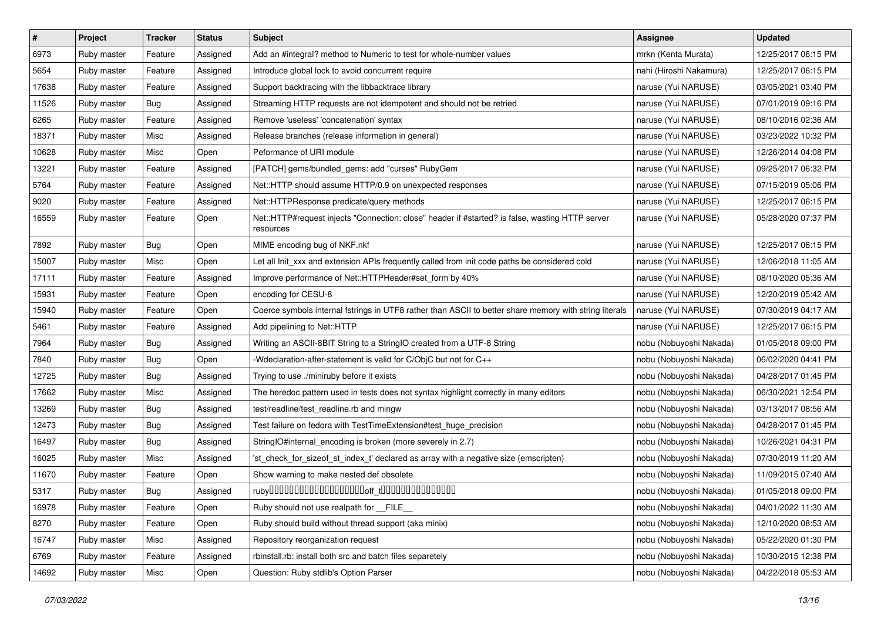| # | Project | Tracker | Status | Subject | Assignee | Updated |
|---|---|---|---|---|---|---|
| 6973 | Ruby master | Feature | Assigned | Add an #integral? method to Numeric to test for whole-number values | mrkn (Kenta Murata) | 12/25/2017 06:15 PM |
| 5654 | Ruby master | Feature | Assigned | Introduce global lock to avoid concurrent require | nahi (Hiroshi Nakamura) | 12/25/2017 06:15 PM |
| 17638 | Ruby master | Feature | Assigned | Support backtracing with the libbacktrace library | naruse (Yui NARUSE) | 03/05/2021 03:40 PM |
| 11526 | Ruby master | Bug | Assigned | Streaming HTTP requests are not idempotent and should not be retried | naruse (Yui NARUSE) | 07/01/2019 09:16 PM |
| 6265 | Ruby master | Feature | Assigned | Remove 'useless' 'concatenation' syntax | naruse (Yui NARUSE) | 08/10/2016 02:36 AM |
| 18371 | Ruby master | Misc | Assigned | Release branches (release information in general) | naruse (Yui NARUSE) | 03/23/2022 10:32 PM |
| 10628 | Ruby master | Misc | Open | Peformance of URI module | naruse (Yui NARUSE) | 12/26/2014 04:08 PM |
| 13221 | Ruby master | Feature | Assigned | [PATCH] gems/bundled_gems: add "curses" RubyGem | naruse (Yui NARUSE) | 09/25/2017 06:32 PM |
| 5764 | Ruby master | Feature | Assigned | Net::HTTP should assume HTTP/0.9 on unexpected responses | naruse (Yui NARUSE) | 07/15/2019 05:06 PM |
| 9020 | Ruby master | Feature | Assigned | Net::HTTPResponse predicate/query methods | naruse (Yui NARUSE) | 12/25/2017 06:15 PM |
| 16559 | Ruby master | Feature | Open | Net::HTTP#request injects "Connection: close" header if #started? is false, wasting HTTP server resources | naruse (Yui NARUSE) | 05/28/2020 07:37 PM |
| 7892 | Ruby master | Bug | Open | MIME encoding bug of NKF.nkf | naruse (Yui NARUSE) | 12/25/2017 06:15 PM |
| 15007 | Ruby master | Misc | Open | Let all Init_xxx and extension APIs frequently called from init code paths be considered cold | naruse (Yui NARUSE) | 12/06/2018 11:05 AM |
| 17111 | Ruby master | Feature | Assigned | Improve performance of Net::HTTPHeader#set_form by 40% | naruse (Yui NARUSE) | 08/10/2020 05:36 AM |
| 15931 | Ruby master | Feature | Open | encoding for CESU-8 | naruse (Yui NARUSE) | 12/20/2019 05:42 AM |
| 15940 | Ruby master | Feature | Open | Coerce symbols internal fstrings in UTF8 rather than ASCII to better share memory with string literals | naruse (Yui NARUSE) | 07/30/2019 04:17 AM |
| 5461 | Ruby master | Feature | Assigned | Add pipelining to Net::HTTP | naruse (Yui NARUSE) | 12/25/2017 06:15 PM |
| 7964 | Ruby master | Bug | Assigned | Writing an ASCII-8BIT String to a StringIO created from a UTF-8 String | nobu (Nobuyoshi Nakada) | 01/05/2018 09:00 PM |
| 7840 | Ruby master | Bug | Open | -Wdeclaration-after-statement is valid for C/ObjC but not for C++ | nobu (Nobuyoshi Nakada) | 06/02/2020 04:41 PM |
| 12725 | Ruby master | Bug | Assigned | Trying to use ./miniruby before it exists | nobu (Nobuyoshi Nakada) | 04/28/2017 01:45 PM |
| 17662 | Ruby master | Misc | Assigned | The heredoc pattern used in tests does not syntax highlight correctly in many editors | nobu (Nobuyoshi Nakada) | 06/30/2021 12:54 PM |
| 13269 | Ruby master | Bug | Assigned | test/readline/test_readline.rb and mingw | nobu (Nobuyoshi Nakada) | 03/13/2017 08:56 AM |
| 12473 | Ruby master | Bug | Assigned | Test failure on fedora with TestTimeExtension#test_huge_precision | nobu (Nobuyoshi Nakada) | 04/28/2017 01:45 PM |
| 16497 | Ruby master | Bug | Assigned | StringIO#internal_encoding is broken (more severely in 2.7) | nobu (Nobuyoshi Nakada) | 10/26/2021 04:31 PM |
| 16025 | Ruby master | Misc | Assigned | 'st_check_for_sizeof_st_index_t' declared as array with a negative size (emscripten) | nobu (Nobuyoshi Nakada) | 07/30/2019 11:20 AM |
| 11670 | Ruby master | Feature | Open | Show warning to make nested def obsolete | nobu (Nobuyoshi Nakada) | 11/09/2015 07:40 AM |
| 5317 | Ruby master | Bug | Assigned | ruby▯▯▯▯▯▯▯▯▯▯▯▯▯▯▯▯▯▯▯▯off_t▯▯▯▯▯▯▯▯▯▯▯▯▯▯▯▯ | nobu (Nobuyoshi Nakada) | 01/05/2018 09:00 PM |
| 16978 | Ruby master | Feature | Open | Ruby should not use realpath for __FILE__ | nobu (Nobuyoshi Nakada) | 04/01/2022 11:30 AM |
| 8270 | Ruby master | Feature | Open | Ruby should build without thread support (aka minix) | nobu (Nobuyoshi Nakada) | 12/10/2020 08:53 AM |
| 16747 | Ruby master | Misc | Assigned | Repository reorganization request | nobu (Nobuyoshi Nakada) | 05/22/2020 01:30 PM |
| 6769 | Ruby master | Feature | Assigned | rbinstall.rb: install both src and batch files separetely | nobu (Nobuyoshi Nakada) | 10/30/2015 12:38 PM |
| 14692 | Ruby master | Misc | Open | Question: Ruby stdlib's Option Parser | nobu (Nobuyoshi Nakada) | 04/22/2018 05:53 AM |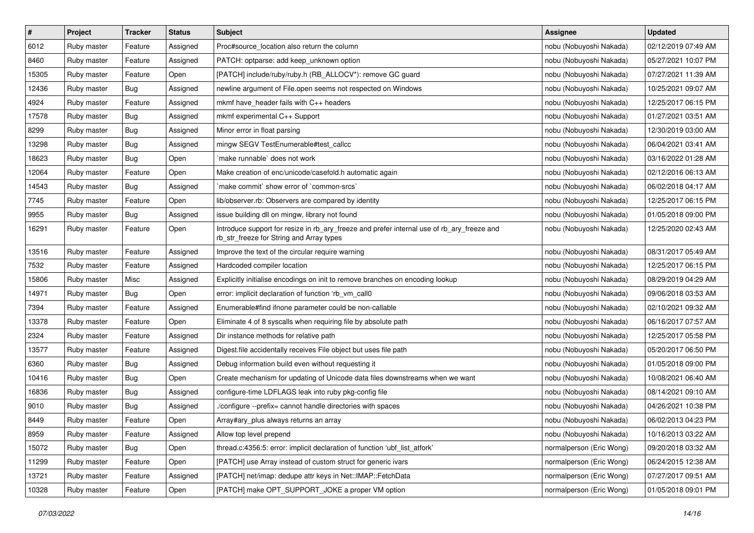| # | Project | Tracker | Status | Subject | Assignee | Updated |
|---|---|---|---|---|---|---|
| 6012 | Ruby master | Feature | Assigned | Proc#source_location also return the column | nobu (Nobuyoshi Nakada) | 02/12/2019 07:49 AM |
| 8460 | Ruby master | Feature | Assigned | PATCH: optparse: add keep_unknown option | nobu (Nobuyoshi Nakada) | 05/27/2021 10:07 PM |
| 15305 | Ruby master | Feature | Open | [PATCH] include/ruby/ruby.h (RB_ALLOCV*): remove GC guard | nobu (Nobuyoshi Nakada) | 07/27/2021 11:39 AM |
| 12436 | Ruby master | Bug | Assigned | newline argument of File.open seems not respected on Windows | nobu (Nobuyoshi Nakada) | 10/25/2021 09:07 AM |
| 4924 | Ruby master | Feature | Assigned | mkmf have_header fails with C++ headers | nobu (Nobuyoshi Nakada) | 12/25/2017 06:15 PM |
| 17578 | Ruby master | Bug | Assigned | mkmf experimental C++ Support | nobu (Nobuyoshi Nakada) | 01/27/2021 03:51 AM |
| 8299 | Ruby master | Bug | Assigned | Minor error in float parsing | nobu (Nobuyoshi Nakada) | 12/30/2019 03:00 AM |
| 13298 | Ruby master | Bug | Assigned | mingw SEGV TestEnumerable#test_callcc | nobu (Nobuyoshi Nakada) | 06/04/2021 03:41 AM |
| 18623 | Ruby master | Bug | Open | `make runnable` does not work | nobu (Nobuyoshi Nakada) | 03/16/2022 01:28 AM |
| 12064 | Ruby master | Feature | Open | Make creation of enc/unicode/casefold.h automatic again | nobu (Nobuyoshi Nakada) | 02/12/2016 06:13 AM |
| 14543 | Ruby master | Bug | Assigned | `make commit` show error of `common-srcs` | nobu (Nobuyoshi Nakada) | 06/02/2018 04:17 AM |
| 7745 | Ruby master | Feature | Open | lib/observer.rb: Observers are compared by identity | nobu (Nobuyoshi Nakada) | 12/25/2017 06:15 PM |
| 9955 | Ruby master | Bug | Assigned | issue building dll on mingw, library not found | nobu (Nobuyoshi Nakada) | 01/05/2018 09:00 PM |
| 16291 | Ruby master | Feature | Open | Introduce support for resize in rb_ary_freeze and prefer internal use of rb_ary_freeze and rb_str_freeze for String and Array types | nobu (Nobuyoshi Nakada) | 12/25/2020 02:43 AM |
| 13516 | Ruby master | Feature | Assigned | Improve the text of the circular require warning | nobu (Nobuyoshi Nakada) | 08/31/2017 05:49 AM |
| 7532 | Ruby master | Feature | Assigned | Hardcoded compiler location | nobu (Nobuyoshi Nakada) | 12/25/2017 06:15 PM |
| 15806 | Ruby master | Misc | Assigned | Explicitly initialise encodings on init to remove branches on encoding lookup | nobu (Nobuyoshi Nakada) | 08/29/2019 04:29 AM |
| 14971 | Ruby master | Bug | Open | error: implicit declaration of function 'rb_vm_call0 | nobu (Nobuyoshi Nakada) | 09/06/2018 03:53 AM |
| 7394 | Ruby master | Feature | Assigned | Enumerable#find ifnone parameter could be non-callable | nobu (Nobuyoshi Nakada) | 02/10/2021 09:32 AM |
| 13378 | Ruby master | Feature | Open | Eliminate 4 of 8 syscalls when requiring file by absolute path | nobu (Nobuyoshi Nakada) | 06/16/2017 07:57 AM |
| 2324 | Ruby master | Feature | Assigned | Dir instance methods for relative path | nobu (Nobuyoshi Nakada) | 12/25/2017 05:58 PM |
| 13577 | Ruby master | Feature | Assigned | Digest.file accidentally receives File object but uses file path | nobu (Nobuyoshi Nakada) | 05/20/2017 06:50 PM |
| 6360 | Ruby master | Bug | Assigned | Debug information build even without requesting it | nobu (Nobuyoshi Nakada) | 01/05/2018 09:00 PM |
| 10416 | Ruby master | Bug | Open | Create mechanism for updating of Unicode data files downstreams when we want | nobu (Nobuyoshi Nakada) | 10/08/2021 06:40 AM |
| 16836 | Ruby master | Bug | Assigned | configure-time LDFLAGS leak into ruby pkg-config file | nobu (Nobuyoshi Nakada) | 08/14/2021 09:10 AM |
| 9010 | Ruby master | Bug | Assigned | ./configure --prefix= cannot handle directories with spaces | nobu (Nobuyoshi Nakada) | 04/26/2021 10:38 PM |
| 8449 | Ruby master | Feature | Open | Array#ary_plus always returns an array | nobu (Nobuyoshi Nakada) | 06/02/2013 04:23 PM |
| 8959 | Ruby master | Feature | Assigned | Allow top level prepend | nobu (Nobuyoshi Nakada) | 10/16/2013 03:22 AM |
| 15072 | Ruby master | Bug | Open | thread.c:4356:5: error: implicit declaration of function 'ubf_list_atfork' | normalperson (Eric Wong) | 09/20/2018 03:32 AM |
| 11299 | Ruby master | Feature | Open | [PATCH] use Array instead of custom struct for generic ivars | normalperson (Eric Wong) | 06/24/2015 12:38 AM |
| 13721 | Ruby master | Feature | Assigned | [PATCH] net/imap: dedupe attr keys in Net::IMAP::FetchData | normalperson (Eric Wong) | 07/27/2017 09:51 AM |
| 10328 | Ruby master | Feature | Open | [PATCH] make OPT_SUPPORT_JOKE a proper VM option | normalperson (Eric Wong) | 01/05/2018 09:01 PM |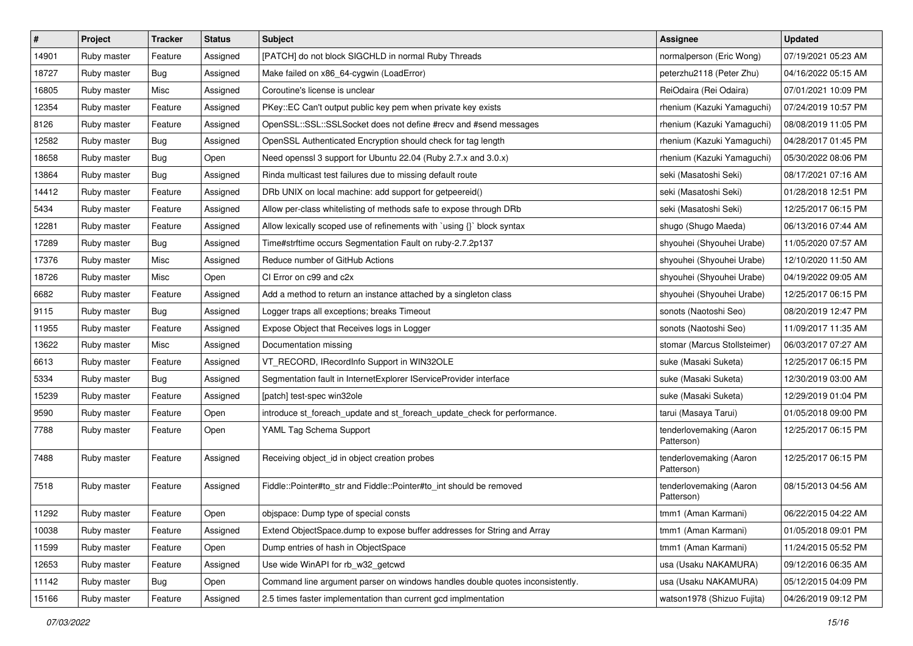| # | Project | Tracker | Status | Subject | Assignee | Updated |
|---|---|---|---|---|---|---|
| 14901 | Ruby master | Feature | Assigned | [PATCH] do not block SIGCHLD in normal Ruby Threads | normalperson (Eric Wong) | 07/19/2021 05:23 AM |
| 18727 | Ruby master | Bug | Assigned | Make failed on x86_64-cygwin (LoadError) | peterzhu2118 (Peter Zhu) | 04/16/2022 05:15 AM |
| 16805 | Ruby master | Misc | Assigned | Coroutine's license is unclear | ReiOdaira (Rei Odaira) | 07/01/2021 10:09 PM |
| 12354 | Ruby master | Feature | Assigned | PKey::EC Can't output public key pem when private key exists | rhenium (Kazuki Yamaguchi) | 07/24/2019 10:57 PM |
| 8126 | Ruby master | Feature | Assigned | OpenSSL::SSL::SSLSocket does not define #recv and #send messages | rhenium (Kazuki Yamaguchi) | 08/08/2019 11:05 PM |
| 12582 | Ruby master | Bug | Assigned | OpenSSL Authenticated Encryption should check for tag length | rhenium (Kazuki Yamaguchi) | 04/28/2017 01:45 PM |
| 18658 | Ruby master | Bug | Open | Need openssl 3 support for Ubuntu 22.04 (Ruby 2.7.x and 3.0.x) | rhenium (Kazuki Yamaguchi) | 05/30/2022 08:06 PM |
| 13864 | Ruby master | Bug | Assigned | Rinda multicast test failures due to missing default route | seki (Masatoshi Seki) | 08/17/2021 07:16 AM |
| 14412 | Ruby master | Feature | Assigned | DRb UNIX on local machine: add support for getpeereid() | seki (Masatoshi Seki) | 01/28/2018 12:51 PM |
| 5434 | Ruby master | Feature | Assigned | Allow per-class whitelisting of methods safe to expose through DRb | seki (Masatoshi Seki) | 12/25/2017 06:15 PM |
| 12281 | Ruby master | Feature | Assigned | Allow lexically scoped use of refinements with `using {}` block syntax | shugo (Shugo Maeda) | 06/13/2016 07:44 AM |
| 17289 | Ruby master | Bug | Assigned | Time#strftime occurs Segmentation Fault on ruby-2.7.2p137 | shyouhei (Shyouhei Urabe) | 11/05/2020 07:57 AM |
| 17376 | Ruby master | Misc | Assigned | Reduce number of GitHub Actions | shyouhei (Shyouhei Urabe) | 12/10/2020 11:50 AM |
| 18726 | Ruby master | Misc | Open | CI Error on c99 and c2x | shyouhei (Shyouhei Urabe) | 04/19/2022 09:05 AM |
| 6682 | Ruby master | Feature | Assigned | Add a method to return an instance attached by a singleton class | shyouhei (Shyouhei Urabe) | 12/25/2017 06:15 PM |
| 9115 | Ruby master | Bug | Assigned | Logger traps all exceptions; breaks Timeout | sonots (Naotoshi Seo) | 08/20/2019 12:47 PM |
| 11955 | Ruby master | Feature | Assigned | Expose Object that Receives logs in Logger | sonots (Naotoshi Seo) | 11/09/2017 11:35 AM |
| 13622 | Ruby master | Misc | Assigned | Documentation missing | stomar (Marcus Stollsteimer) | 06/03/2017 07:27 AM |
| 6613 | Ruby master | Feature | Assigned | VT_RECORD, IRecordInfo Support in WIN32OLE | suke (Masaki Suketa) | 12/25/2017 06:15 PM |
| 5334 | Ruby master | Bug | Assigned | Segmentation fault in InternetExplorer IServiceProvider interface | suke (Masaki Suketa) | 12/30/2019 03:00 AM |
| 15239 | Ruby master | Feature | Assigned | [patch] test-spec win32ole | suke (Masaki Suketa) | 12/29/2019 01:04 PM |
| 9590 | Ruby master | Feature | Open | introduce st_foreach_update and st_foreach_update_check for performance. | tarui (Masaya Tarui) | 01/05/2018 09:00 PM |
| 7788 | Ruby master | Feature | Open | YAML Tag Schema Support | tenderlovemaking (Aaron Patterson) | 12/25/2017 06:15 PM |
| 7488 | Ruby master | Feature | Assigned | Receiving object_id in object creation probes | tenderlovemaking (Aaron Patterson) | 12/25/2017 06:15 PM |
| 7518 | Ruby master | Feature | Assigned | Fiddle::Pointer#to_str and Fiddle::Pointer#to_int should be removed | tenderlovemaking (Aaron Patterson) | 08/15/2013 04:56 AM |
| 11292 | Ruby master | Feature | Open | objspace: Dump type of special consts | tmm1 (Aman Karmani) | 06/22/2015 04:22 AM |
| 10038 | Ruby master | Feature | Assigned | Extend ObjectSpace.dump to expose buffer addresses for String and Array | tmm1 (Aman Karmani) | 01/05/2018 09:01 PM |
| 11599 | Ruby master | Feature | Open | Dump entries of hash in ObjectSpace | tmm1 (Aman Karmani) | 11/24/2015 05:52 PM |
| 12653 | Ruby master | Feature | Assigned | Use wide WinAPI for rb_w32_getcwd | usa (Usaku NAKAMURA) | 09/12/2016 06:35 AM |
| 11142 | Ruby master | Bug | Open | Command line argument parser on windows handles double quotes inconsistently. | usa (Usaku NAKAMURA) | 05/12/2015 04:09 PM |
| 15166 | Ruby master | Feature | Assigned | 2.5 times faster implementation than current gcd implmentation | watson1978 (Shizuo Fujita) | 04/26/2019 09:12 PM |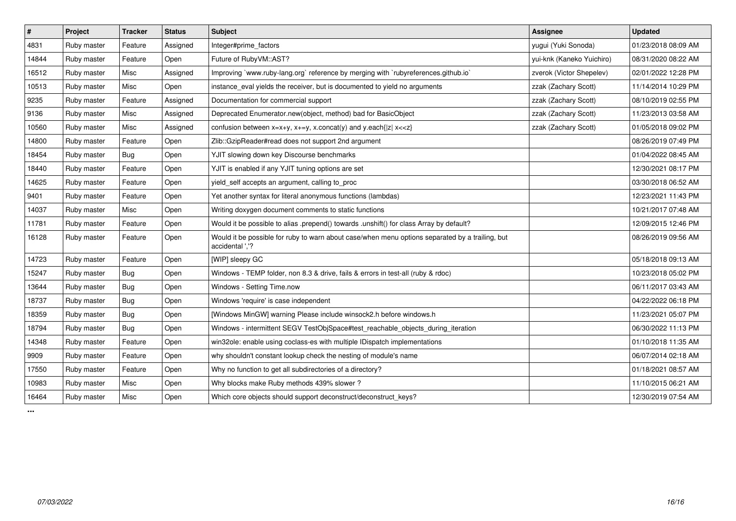| # | Project | Tracker | Status | Subject | Assignee | Updated |
|---|---|---|---|---|---|---|
| 4831 | Ruby master | Feature | Assigned | Integer#prime_factors | yugui (Yuki Sonoda) | 01/23/2018 08:09 AM |
| 14844 | Ruby master | Feature | Open | Future of RubyVM::AST? | yui-knk (Kaneko Yuichiro) | 08/31/2020 08:22 AM |
| 16512 | Ruby master | Misc | Assigned | Improving `www.ruby-lang.org` reference by merging with `rubyreferences.github.io` | zverok (Victor Shepelev) | 02/01/2022 12:28 PM |
| 10513 | Ruby master | Misc | Open | instance_eval yields the receiver, but is documented to yield no arguments | zzak (Zachary Scott) | 11/14/2014 10:29 PM |
| 9235 | Ruby master | Feature | Assigned | Documentation for commercial support | zzak (Zachary Scott) | 08/10/2019 02:55 PM |
| 9136 | Ruby master | Misc | Assigned | Deprecated Enumerator.new(object, method) bad for BasicObject | zzak (Zachary Scott) | 11/23/2013 03:58 AM |
| 10560 | Ruby master | Misc | Assigned | confusion between x=x+y, x+=y, x.concat(y) and y.each{\|z\| x<<z} | zzak (Zachary Scott) | 01/05/2018 09:02 PM |
| 14800 | Ruby master | Feature | Open | Zlib::GzipReader#read does not support 2nd argument | | 08/26/2019 07:49 PM |
| 18454 | Ruby master | Bug | Open | YJIT slowing down key Discourse benchmarks | | 01/04/2022 08:45 AM |
| 18440 | Ruby master | Feature | Open | YJIT is enabled if any YJIT tuning options are set | | 12/30/2021 08:17 PM |
| 14625 | Ruby master | Feature | Open | yield_self accepts an argument, calling to_proc | | 03/30/2018 06:52 AM |
| 9401 | Ruby master | Feature | Open | Yet another syntax for literal anonymous functions (lambdas) | | 12/23/2021 11:43 PM |
| 14037 | Ruby master | Misc | Open | Writing doxygen document comments to static functions | | 10/21/2017 07:48 AM |
| 11781 | Ruby master | Feature | Open | Would it be possible to alias .prepend() towards .unshift() for class Array by default? | | 12/09/2015 12:46 PM |
| 16128 | Ruby master | Feature | Open | Would it be possible for ruby to warn about case/when menu options separated by a trailing, but accidental ','? | | 08/26/2019 09:56 AM |
| 14723 | Ruby master | Feature | Open | [WIP] sleepy GC | | 05/18/2018 09:13 AM |
| 15247 | Ruby master | Bug | Open | Windows - TEMP folder, non 8.3 & drive, fails & errors in test-all (ruby & rdoc) | | 10/23/2018 05:02 PM |
| 13644 | Ruby master | Bug | Open | Windows - Setting Time.now | | 06/11/2017 03:43 AM |
| 18737 | Ruby master | Bug | Open | Windows 'require' is case independent | | 04/22/2022 06:18 PM |
| 18359 | Ruby master | Bug | Open | [Windows MinGW] warning Please include winsock2.h before windows.h | | 11/23/2021 05:07 PM |
| 18794 | Ruby master | Bug | Open | Windows - intermittent SEGV TestObjSpace#test_reachable_objects_during_iteration | | 06/30/2022 11:13 PM |
| 14348 | Ruby master | Feature | Open | win32ole: enable using coclass-es with multiple IDispatch implementations | | 01/10/2018 11:35 AM |
| 9909 | Ruby master | Feature | Open | why shouldn't constant lookup check the nesting of module's name | | 06/07/2014 02:18 AM |
| 17550 | Ruby master | Feature | Open | Why no function to get all subdirectories of a directory? | | 01/18/2021 08:57 AM |
| 10983 | Ruby master | Misc | Open | Why blocks make Ruby methods 439% slower ? | | 11/10/2015 06:21 AM |
| 16464 | Ruby master | Misc | Open | Which core objects should support deconstruct/deconstruct_keys? | | 12/30/2019 07:54 AM |

...